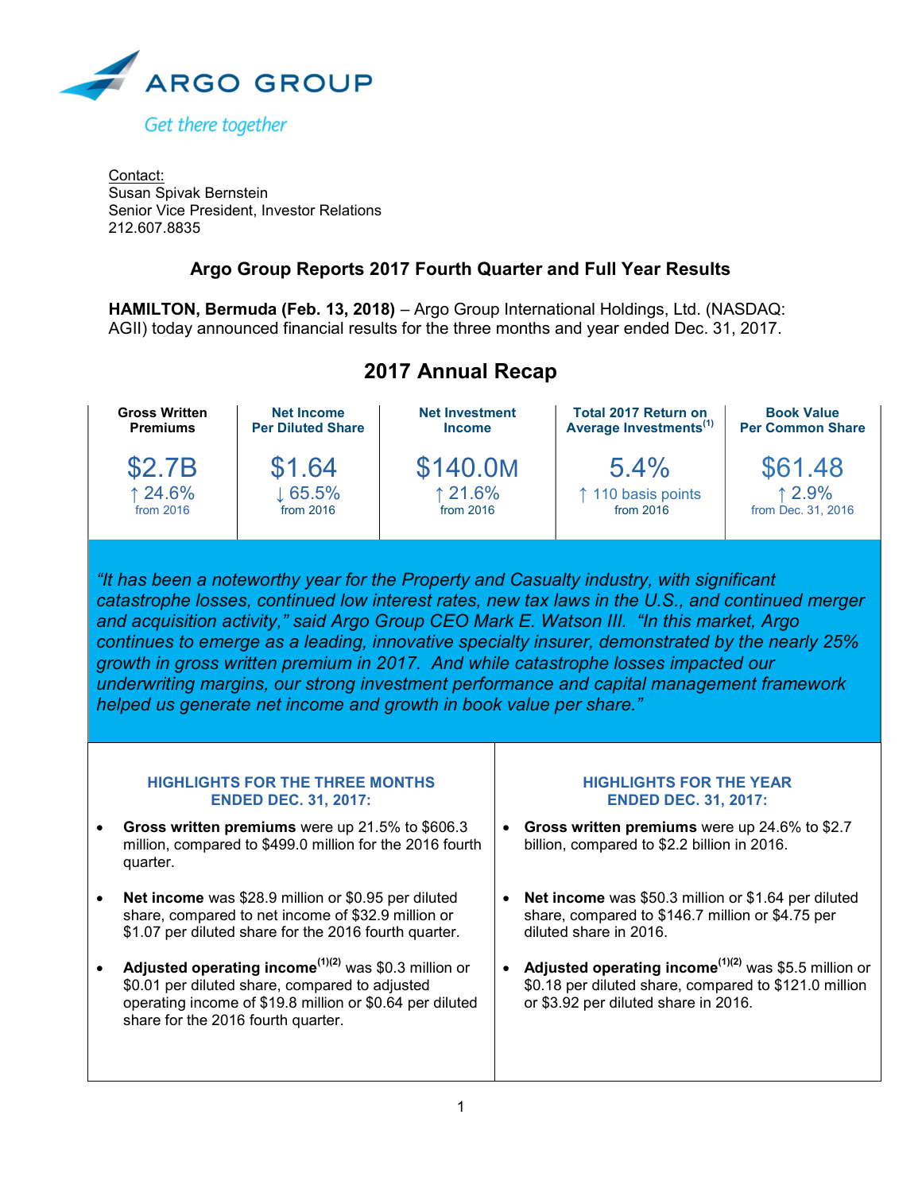ARGO GROUP

Get there together

Contact:
Susan Spivak Bernstein
Senior Vice President, Investor Relations
212.607.8835

# Argo Group Reports 2017 Fourth Quarter and Full Year Results

**HAMILTON, Bermuda (Feb. 13, 2018)** – Argo Group International Holdings, Ltd. (NASDAQ: AGII) today announced financial results for the three months and year ended Dec. 31, 2017.

## 2017 Annual Recap

| Gross Written Premiums | Net Income Per Diluted Share | Net Investment Income | Total 2017 Return on Average Investments[1] | Book Value Per Common Share |
|---|---|---|---|---|
| $2.7B | $1.64 | $140.0M | 5.4% | $61.48 |
| ↑ 24.6% from 2016 | ↓ 65.5% from 2016 | ↑ 21.6% from 2016 | ↑ 110 basis points from 2016 | ↑ 2.9% from Dec. 31, 2016 |

*"It has been a noteworthy year for the Property and Casualty industry, with significant catastrophe losses, continued low interest rates, new tax laws in the U.S., and continued merger and acquisition activity," said Argo Group CEO Mark E. Watson III. "In this market, Argo continues to emerge as a leading, innovative specialty insurer, demonstrated by the nearly 25% growth in gross written premium in 2017. And while catastrophe losses impacted our underwriting margins, our strong investment performance and capital management framework helped us generate net income and growth in book value per share."*

### HIGHLIGHTS FOR THE THREE MONTHS ENDED DEC. 31, 2017:

- **Gross written premiums** were up 21.5% to $606.3 million, compared to $499.0 million for the 2016 fourth quarter.
- **Net income** was $28.9 million or $0.95 per diluted share, compared to net income of $32.9 million or $1.07 per diluted share for the 2016 fourth quarter.
- **Adjusted operating income**[1][2] was $0.3 million or $0.01 per diluted share, compared to adjusted operating income of $19.8 million or $0.64 per diluted share for the 2016 fourth quarter.

### HIGHLIGHTS FOR THE YEAR ENDED DEC. 31, 2017:

- **Gross written premiums** were up 24.6% to $2.7 billion, compared to $2.2 billion in 2016.
- **Net income** was $50.3 million or $1.64 per diluted share, compared to $146.7 million or $4.75 per diluted share in 2016.
- **Adjusted operating income**[1][2] was $5.5 million or $0.18 per diluted share, compared to $121.0 million or $3.92 per diluted share in 2016.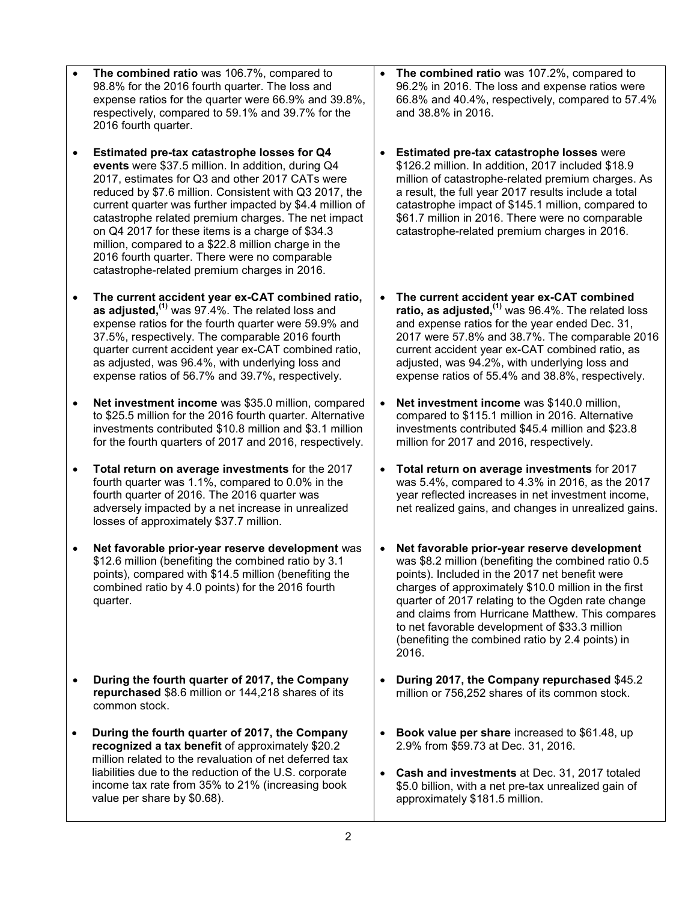- **The combined ratio** was 106.7%, compared to 98.8% for the 2016 fourth quarter. The loss and expense ratios for the quarter were 66.9% and 39.8%, respectively, compared to 59.1% and 39.7% for the 2016 fourth quarter.

- **Estimated pre-tax catastrophe losses for Q4 events** were $37.5 million. In addition, during Q4 2017, estimates for Q3 and other 2017 CATs were reduced by $7.6 million. Consistent with Q3 2017, the current quarter was further impacted by $4.4 million of catastrophe related premium charges. The net impact on Q4 2017 for these items is a charge of $34.3 million, compared to a $22.8 million charge in the 2016 fourth quarter. There were no comparable catastrophe-related premium charges in 2016.

- **The current accident year ex-CAT combined ratio, as adjusted,**[1] was 97.4%. The related loss and expense ratios for the fourth quarter were 59.9% and 37.5%, respectively. The comparable 2016 fourth quarter current accident year ex-CAT combined ratio, as adjusted, was 96.4%, with underlying loss and expense ratios of 56.7% and 39.7%, respectively.

- **Net investment income** was $35.0 million, compared to $25.5 million for the 2016 fourth quarter. Alternative investments contributed $10.8 million and $3.1 million for the fourth quarters of 2017 and 2016, respectively.

- **Total return on average investments** for the 2017 fourth quarter was 1.1%, compared to 0.0% in the fourth quarter of 2016. The 2016 quarter was adversely impacted by a net increase in unrealized losses of approximately $37.7 million.

- **Net favorable prior-year reserve development** was $12.6 million (benefiting the combined ratio by 3.1 points), compared with $14.5 million (benefiting the combined ratio by 4.0 points) for the 2016 fourth quarter.

- **During the fourth quarter of 2017, the Company repurchased** $8.6 million or 144,218 shares of its common stock.

- **During the fourth quarter of 2017, the Company recognized a tax benefit** of approximately $20.2 million related to the revaluation of net deferred tax liabilities due to the reduction of the U.S. corporate income tax rate from 35% to 21% (increasing book value per share by $0.68).

- **The combined ratio** was 107.2%, compared to 96.2% in 2016. The loss and expense ratios were 66.8% and 40.4%, respectively, compared to 57.4% and 38.8% in 2016.

- **Estimated pre-tax catastrophe losses** were $126.2 million. In addition, 2017 included $18.9 million of catastrophe-related premium charges. As a result, the full year 2017 results include a total catastrophe impact of $145.1 million, compared to $61.7 million in 2016. There were no comparable catastrophe-related premium charges in 2016.

- **The current accident year ex-CAT combined ratio, as adjusted,**[1] was 96.4%. The related loss and expense ratios for the year ended Dec. 31, 2017 were 57.8% and 38.7%. The comparable 2016 current accident year ex-CAT combined ratio, as adjusted, was 94.2%, with underlying loss and expense ratios of 55.4% and 38.8%, respectively.

- **Net investment income** was $140.0 million, compared to $115.1 million in 2016. Alternative investments contributed $45.4 million and $23.8 million for 2017 and 2016, respectively.

- **Total return on average investments** for 2017 was 5.4%, compared to 4.3% in 2016, as the 2017 year reflected increases in net investment income, net realized gains, and changes in unrealized gains.

- **Net favorable prior-year reserve development** was $8.2 million (benefiting the combined ratio 0.5 points). Included in the 2017 net benefit were charges of approximately $10.0 million in the first quarter of 2017 relating to the Ogden rate change and claims from Hurricane Matthew. This compares to net favorable development of $33.3 million (benefiting the combined ratio by 2.4 points) in 2016.

- **During 2017, the Company repurchased** $45.2 million or 756,252 shares of its common stock.

- **Book value per share** increased to $61.48, up 2.9% from $59.73 at Dec. 31, 2016.

- **Cash and investments** at Dec. 31, 2017 totaled $5.0 billion, with a net pre-tax unrealized gain of approximately $181.5 million.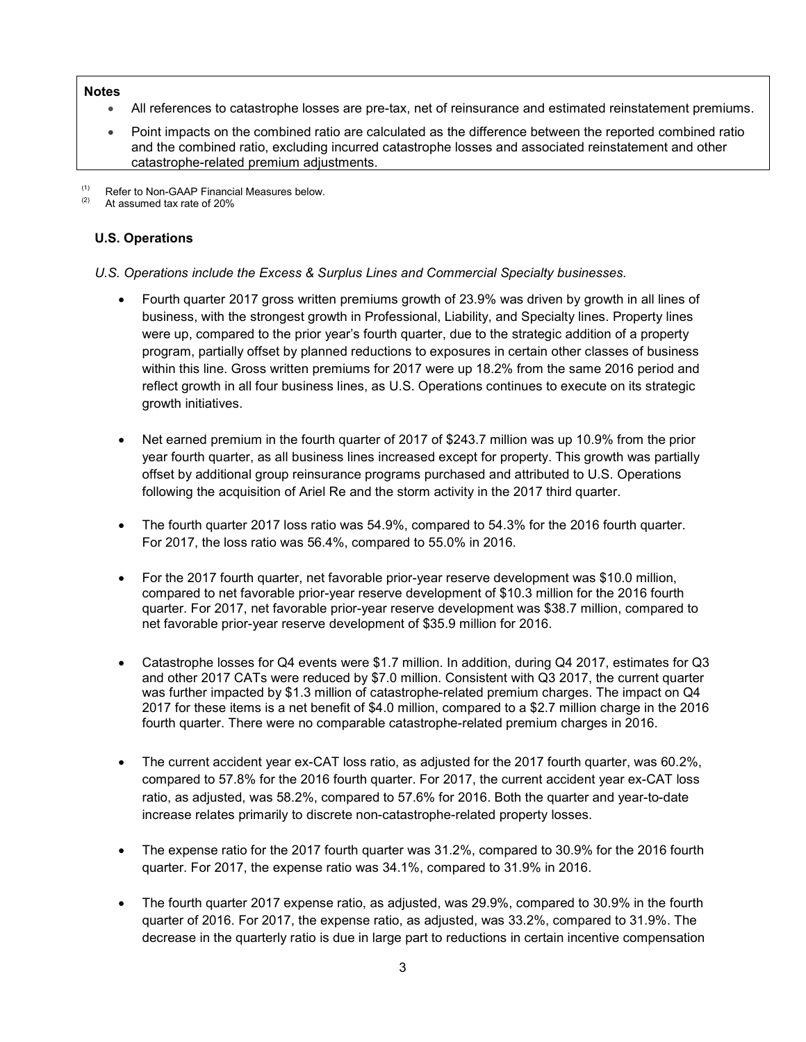**Notes**

- All references to catastrophe losses are pre-tax, net of reinsurance and estimated reinstatement premiums.
- Point impacts on the combined ratio are calculated as the difference between the reported combined ratio and the combined ratio, excluding incurred catastrophe losses and associated reinstatement and other catastrophe-related premium adjustments.

(1) Refer to Non-GAAP Financial Measures below.
(2) At assumed tax rate of 20%

### U.S. Operations

*U.S. Operations include the Excess & Surplus Lines and Commercial Specialty businesses.*

- Fourth quarter 2017 gross written premiums growth of 23.9% was driven by growth in all lines of business, with the strongest growth in Professional, Liability, and Specialty lines. Property lines were up, compared to the prior year's fourth quarter, due to the strategic addition of a property program, partially offset by planned reductions to exposures in certain other classes of business within this line. Gross written premiums for 2017 were up 18.2% from the same 2016 period and reflect growth in all four business lines, as U.S. Operations continues to execute on its strategic growth initiatives.

- Net earned premium in the fourth quarter of 2017 of $243.7 million was up 10.9% from the prior year fourth quarter, as all business lines increased except for property. This growth was partially offset by additional group reinsurance programs purchased and attributed to U.S. Operations following the acquisition of Ariel Re and the storm activity in the 2017 third quarter.

- The fourth quarter 2017 loss ratio was 54.9%, compared to 54.3% for the 2016 fourth quarter. For 2017, the loss ratio was 56.4%, compared to 55.0% in 2016.

- For the 2017 fourth quarter, net favorable prior-year reserve development was $10.0 million, compared to net favorable prior-year reserve development of $10.3 million for the 2016 fourth quarter. For 2017, net favorable prior-year reserve development was $38.7 million, compared to net favorable prior-year reserve development of $35.9 million for 2016.

- Catastrophe losses for Q4 events were $1.7 million. In addition, during Q4 2017, estimates for Q3 and other 2017 CATs were reduced by $7.0 million. Consistent with Q3 2017, the current quarter was further impacted by $1.3 million of catastrophe-related premium charges. The impact on Q4 2017 for these items is a net benefit of $4.0 million, compared to a $2.7 million charge in the 2016 fourth quarter. There were no comparable catastrophe-related premium charges in 2016.

- The current accident year ex-CAT loss ratio, as adjusted for the 2017 fourth quarter, was 60.2%, compared to 57.8% for the 2016 fourth quarter. For 2017, the current accident year ex-CAT loss ratio, as adjusted, was 58.2%, compared to 57.6% for 2016. Both the quarter and year-to-date increase relates primarily to discrete non-catastrophe-related property losses.

- The expense ratio for the 2017 fourth quarter was 31.2%, compared to 30.9% for the 2016 fourth quarter. For 2017, the expense ratio was 34.1%, compared to 31.9% in 2016.

- The fourth quarter 2017 expense ratio, as adjusted, was 29.9%, compared to 30.9% in the fourth quarter of 2016. For 2017, the expense ratio, as adjusted, was 33.2%, compared to 31.9%. The decrease in the quarterly ratio is due in large part to reductions in certain incentive compensation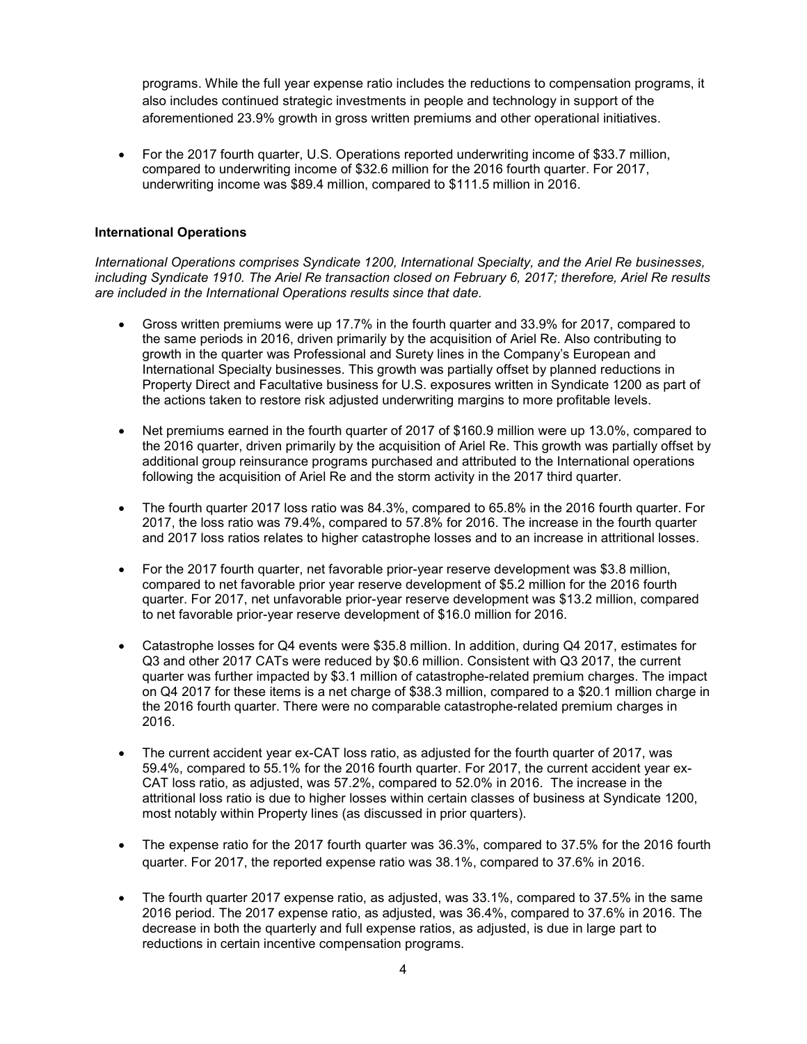programs. While the full year expense ratio includes the reductions to compensation programs, it also includes continued strategic investments in people and technology in support of the aforementioned 23.9% growth in gross written premiums and other operational initiatives.

- For the 2017 fourth quarter, U.S. Operations reported underwriting income of $33.7 million, compared to underwriting income of $32.6 million for the 2016 fourth quarter. For 2017, underwriting income was $89.4 million, compared to $111.5 million in 2016.

**International Operations**

*International Operations comprises Syndicate 1200, International Specialty, and the Ariel Re businesses, including Syndicate 1910. The Ariel Re transaction closed on February 6, 2017; therefore, Ariel Re results are included in the International Operations results since that date.*

- Gross written premiums were up 17.7% in the fourth quarter and 33.9% for 2017, compared to the same periods in 2016, driven primarily by the acquisition of Ariel Re. Also contributing to growth in the quarter was Professional and Surety lines in the Company's European and International Specialty businesses. This growth was partially offset by planned reductions in Property Direct and Facultative business for U.S. exposures written in Syndicate 1200 as part of the actions taken to restore risk adjusted underwriting margins to more profitable levels.

- Net premiums earned in the fourth quarter of 2017 of $160.9 million were up 13.0%, compared to the 2016 quarter, driven primarily by the acquisition of Ariel Re. This growth was partially offset by additional group reinsurance programs purchased and attributed to the International operations following the acquisition of Ariel Re and the storm activity in the 2017 third quarter.

- The fourth quarter 2017 loss ratio was 84.3%, compared to 65.8% in the 2016 fourth quarter. For 2017, the loss ratio was 79.4%, compared to 57.8% for 2016. The increase in the fourth quarter and 2017 loss ratios relates to higher catastrophe losses and to an increase in attritional losses.

- For the 2017 fourth quarter, net favorable prior-year reserve development was $3.8 million, compared to net favorable prior year reserve development of $5.2 million for the 2016 fourth quarter. For 2017, net unfavorable prior-year reserve development was $13.2 million, compared to net favorable prior-year reserve development of $16.0 million for 2016.

- Catastrophe losses for Q4 events were $35.8 million. In addition, during Q4 2017, estimates for Q3 and other 2017 CATs were reduced by $0.6 million. Consistent with Q3 2017, the current quarter was further impacted by $3.1 million of catastrophe-related premium charges. The impact on Q4 2017 for these items is a net charge of $38.3 million, compared to a $20.1 million charge in the 2016 fourth quarter. There were no comparable catastrophe-related premium charges in 2016.

- The current accident year ex-CAT loss ratio, as adjusted for the fourth quarter of 2017, was 59.4%, compared to 55.1% for the 2016 fourth quarter. For 2017, the current accident year ex-CAT loss ratio, as adjusted, was 57.2%, compared to 52.0% in 2016. The increase in the attritional loss ratio is due to higher losses within certain classes of business at Syndicate 1200, most notably within Property lines (as discussed in prior quarters).

- The expense ratio for the 2017 fourth quarter was 36.3%, compared to 37.5% for the 2016 fourth quarter. For 2017, the reported expense ratio was 38.1%, compared to 37.6% in 2016.

- The fourth quarter 2017 expense ratio, as adjusted, was 33.1%, compared to 37.5% in the same 2016 period. The 2017 expense ratio, as adjusted, was 36.4%, compared to 37.6% in 2016. The decrease in both the quarterly and full expense ratios, as adjusted, is due in large part to reductions in certain incentive compensation programs.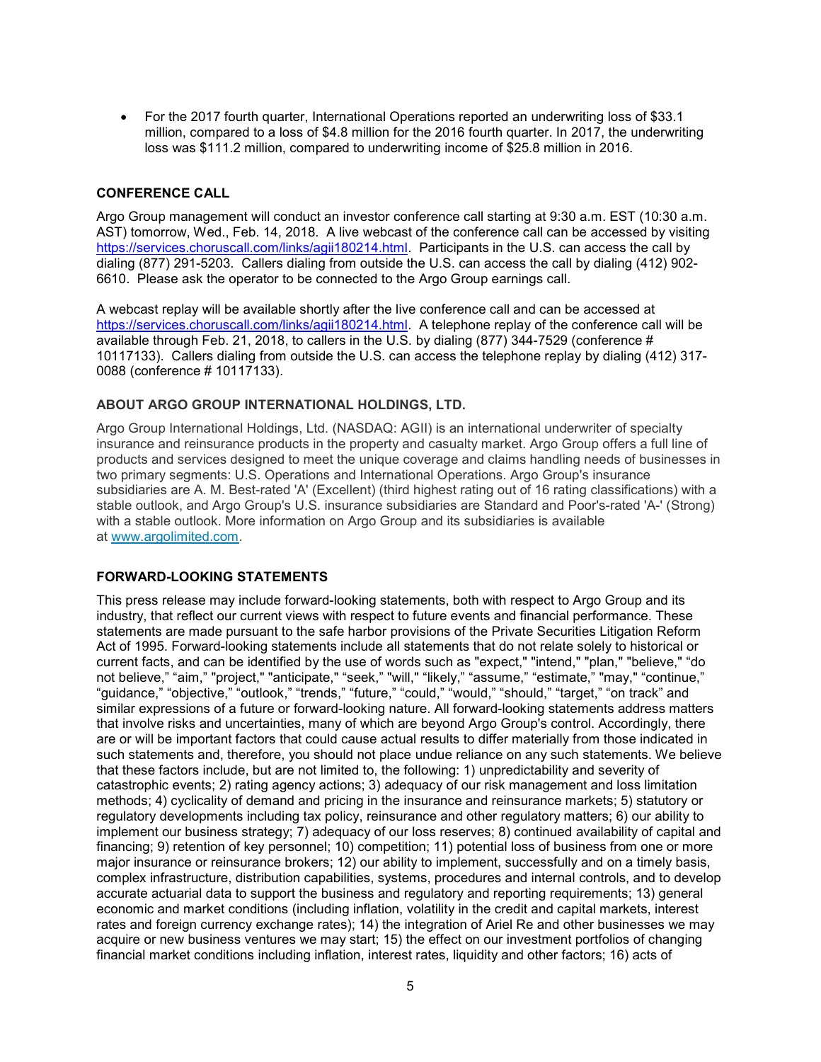- For the 2017 fourth quarter, International Operations reported an underwriting loss of $33.1 million, compared to a loss of $4.8 million for the 2016 fourth quarter. In 2017, the underwriting loss was $111.2 million, compared to underwriting income of $25.8 million in 2016.

### CONFERENCE CALL

Argo Group management will conduct an investor conference call starting at 9:30 a.m. EST (10:30 a.m. AST) tomorrow, Wed., Feb. 14, 2018. A live webcast of the conference call can be accessed by visiting https://services.choruscall.com/links/agii180214.html. Participants in the U.S. can access the call by dialing (877) 291-5203. Callers dialing from outside the U.S. can access the call by dialing (412) 902-6610. Please ask the operator to be connected to the Argo Group earnings call.

A webcast replay will be available shortly after the live conference call and can be accessed at https://services.choruscall.com/links/agii180214.html. A telephone replay of the conference call will be available through Feb. 21, 2018, to callers in the U.S. by dialing (877) 344-7529 (conference # 10117133). Callers dialing from outside the U.S. can access the telephone replay by dialing (412) 317-0088 (conference # 10117133).

### ABOUT ARGO GROUP INTERNATIONAL HOLDINGS, LTD.

Argo Group International Holdings, Ltd. (NASDAQ: AGII) is an international underwriter of specialty insurance and reinsurance products in the property and casualty market. Argo Group offers a full line of products and services designed to meet the unique coverage and claims handling needs of businesses in two primary segments: U.S. Operations and International Operations. Argo Group's insurance subsidiaries are A. M. Best-rated 'A' (Excellent) (third highest rating out of 16 rating classifications) with a stable outlook, and Argo Group's U.S. insurance subsidiaries are Standard and Poor's-rated 'A-' (Strong) with a stable outlook. More information on Argo Group and its subsidiaries is available at www.argolimited.com.

### FORWARD-LOOKING STATEMENTS

This press release may include forward-looking statements, both with respect to Argo Group and its industry, that reflect our current views with respect to future events and financial performance. These statements are made pursuant to the safe harbor provisions of the Private Securities Litigation Reform Act of 1995. Forward-looking statements include all statements that do not relate solely to historical or current facts, and can be identified by the use of words such as "expect," "intend," "plan," "believe," "do not believe," "aim," "project," "anticipate," "seek," "will," "likely," "assume," "estimate," "may," "continue," "guidance," "objective," "outlook," "trends," "future," "could," "would," "should," "target," "on track" and similar expressions of a future or forward-looking nature. All forward-looking statements address matters that involve risks and uncertainties, many of which are beyond Argo Group's control. Accordingly, there are or will be important factors that could cause actual results to differ materially from those indicated in such statements and, therefore, you should not place undue reliance on any such statements. We believe that these factors include, but are not limited to, the following: 1) unpredictability and severity of catastrophic events; 2) rating agency actions; 3) adequacy of our risk management and loss limitation methods; 4) cyclicality of demand and pricing in the insurance and reinsurance markets; 5) statutory or regulatory developments including tax policy, reinsurance and other regulatory matters; 6) our ability to implement our business strategy; 7) adequacy of our loss reserves; 8) continued availability of capital and financing; 9) retention of key personnel; 10) competition; 11) potential loss of business from one or more major insurance or reinsurance brokers; 12) our ability to implement, successfully and on a timely basis, complex infrastructure, distribution capabilities, systems, procedures and internal controls, and to develop accurate actuarial data to support the business and regulatory and reporting requirements; 13) general economic and market conditions (including inflation, volatility in the credit and capital markets, interest rates and foreign currency exchange rates); 14) the integration of Ariel Re and other businesses we may acquire or new business ventures we may start; 15) the effect on our investment portfolios of changing financial market conditions including inflation, interest rates, liquidity and other factors; 16) acts of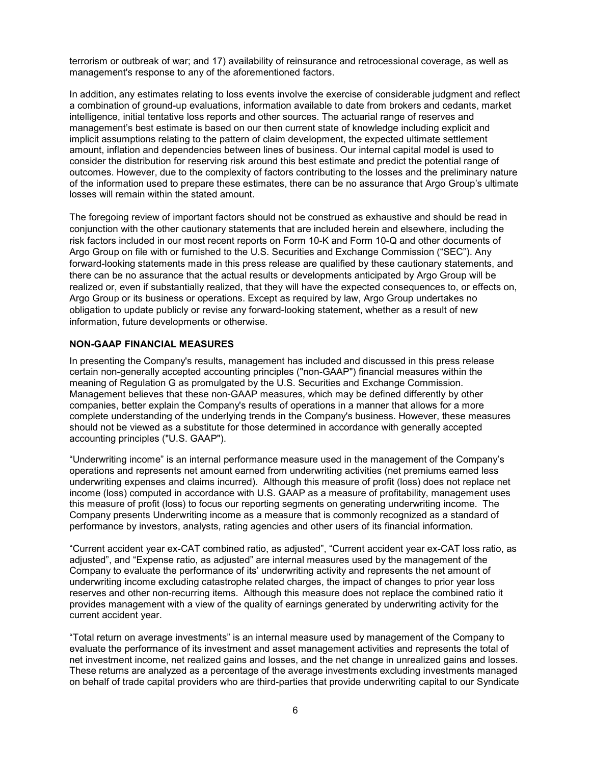terrorism or outbreak of war; and 17) availability of reinsurance and retrocessional coverage, as well as management's response to any of the aforementioned factors.

In addition, any estimates relating to loss events involve the exercise of considerable judgment and reflect a combination of ground-up evaluations, information available to date from brokers and cedants, market intelligence, initial tentative loss reports and other sources. The actuarial range of reserves and management's best estimate is based on our then current state of knowledge including explicit and implicit assumptions relating to the pattern of claim development, the expected ultimate settlement amount, inflation and dependencies between lines of business. Our internal capital model is used to consider the distribution for reserving risk around this best estimate and predict the potential range of outcomes. However, due to the complexity of factors contributing to the losses and the preliminary nature of the information used to prepare these estimates, there can be no assurance that Argo Group's ultimate losses will remain within the stated amount.

The foregoing review of important factors should not be construed as exhaustive and should be read in conjunction with the other cautionary statements that are included herein and elsewhere, including the risk factors included in our most recent reports on Form 10-K and Form 10-Q and other documents of Argo Group on file with or furnished to the U.S. Securities and Exchange Commission ("SEC"). Any forward-looking statements made in this press release are qualified by these cautionary statements, and there can be no assurance that the actual results or developments anticipated by Argo Group will be realized or, even if substantially realized, that they will have the expected consequences to, or effects on, Argo Group or its business or operations. Except as required by law, Argo Group undertakes no obligation to update publicly or revise any forward-looking statement, whether as a result of new information, future developments or otherwise.

**NON-GAAP FINANCIAL MEASURES**

In presenting the Company's results, management has included and discussed in this press release certain non-generally accepted accounting principles ("non-GAAP") financial measures within the meaning of Regulation G as promulgated by the U.S. Securities and Exchange Commission. Management believes that these non-GAAP measures, which may be defined differently by other companies, better explain the Company's results of operations in a manner that allows for a more complete understanding of the underlying trends in the Company's business. However, these measures should not be viewed as a substitute for those determined in accordance with generally accepted accounting principles ("U.S. GAAP").

"Underwriting income" is an internal performance measure used in the management of the Company's operations and represents net amount earned from underwriting activities (net premiums earned less underwriting expenses and claims incurred). Although this measure of profit (loss) does not replace net income (loss) computed in accordance with U.S. GAAP as a measure of profitability, management uses this measure of profit (loss) to focus our reporting segments on generating underwriting income. The Company presents Underwriting income as a measure that is commonly recognized as a standard of performance by investors, analysts, rating agencies and other users of its financial information.

"Current accident year ex-CAT combined ratio, as adjusted", "Current accident year ex-CAT loss ratio, as adjusted", and "Expense ratio, as adjusted" are internal measures used by the management of the Company to evaluate the performance of its' underwriting activity and represents the net amount of underwriting income excluding catastrophe related charges, the impact of changes to prior year loss reserves and other non-recurring items. Although this measure does not replace the combined ratio it provides management with a view of the quality of earnings generated by underwriting activity for the current accident year.

"Total return on average investments" is an internal measure used by management of the Company to evaluate the performance of its investment and asset management activities and represents the total of net investment income, net realized gains and losses, and the net change in unrealized gains and losses. These returns are analyzed as a percentage of the average investments excluding investments managed on behalf of trade capital providers who are third-parties that provide underwriting capital to our Syndicate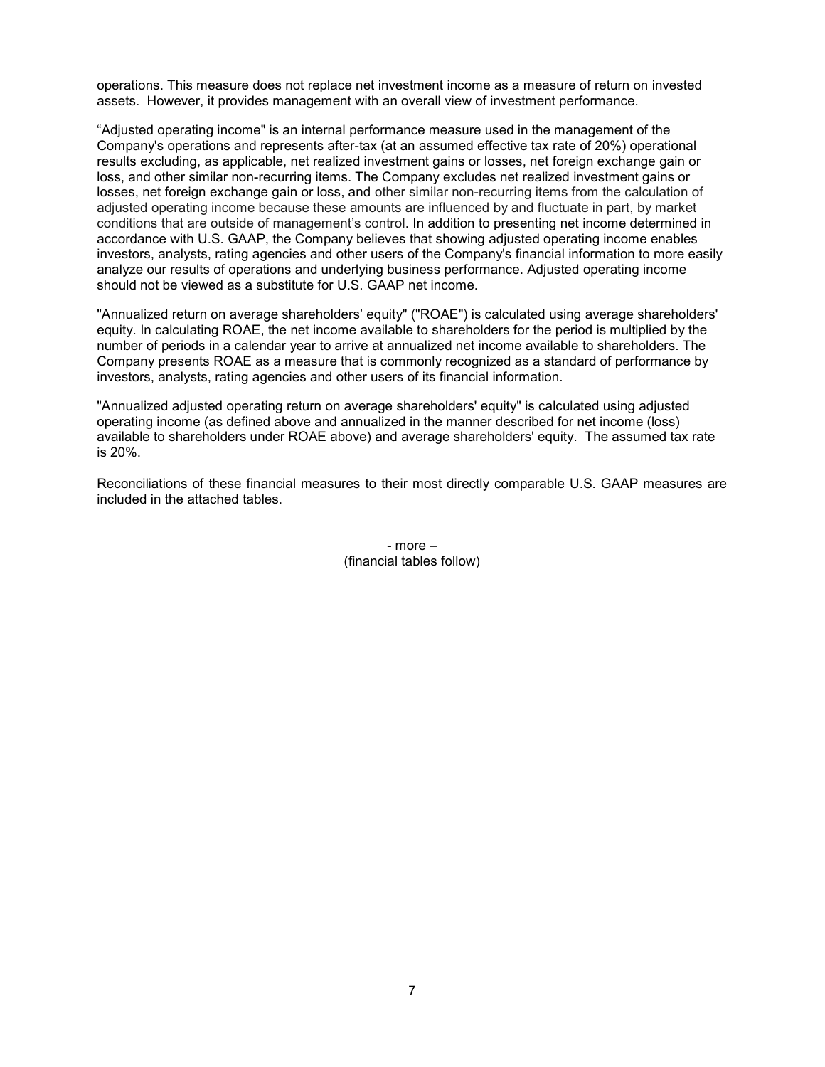operations. This measure does not replace net investment income as a measure of return on invested assets. However, it provides management with an overall view of investment performance.

"Adjusted operating income" is an internal performance measure used in the management of the Company's operations and represents after-tax (at an assumed effective tax rate of 20%) operational results excluding, as applicable, net realized investment gains or losses, net foreign exchange gain or loss, and other similar non-recurring items. The Company excludes net realized investment gains or losses, net foreign exchange gain or loss, and other similar non-recurring items from the calculation of adjusted operating income because these amounts are influenced by and fluctuate in part, by market conditions that are outside of management's control. In addition to presenting net income determined in accordance with U.S. GAAP, the Company believes that showing adjusted operating income enables investors, analysts, rating agencies and other users of the Company's financial information to more easily analyze our results of operations and underlying business performance. Adjusted operating income should not be viewed as a substitute for U.S. GAAP net income.

"Annualized return on average shareholders' equity" ("ROAE") is calculated using average shareholders' equity. In calculating ROAE, the net income available to shareholders for the period is multiplied by the number of periods in a calendar year to arrive at annualized net income available to shareholders. The Company presents ROAE as a measure that is commonly recognized as a standard of performance by investors, analysts, rating agencies and other users of its financial information.

"Annualized adjusted operating return on average shareholders' equity" is calculated using adjusted operating income (as defined above and annualized in the manner described for net income (loss) available to shareholders under ROAE above) and average shareholders' equity. The assumed tax rate is 20%.

Reconciliations of these financial measures to their most directly comparable U.S. GAAP measures are included in the attached tables.

- more –
(financial tables follow)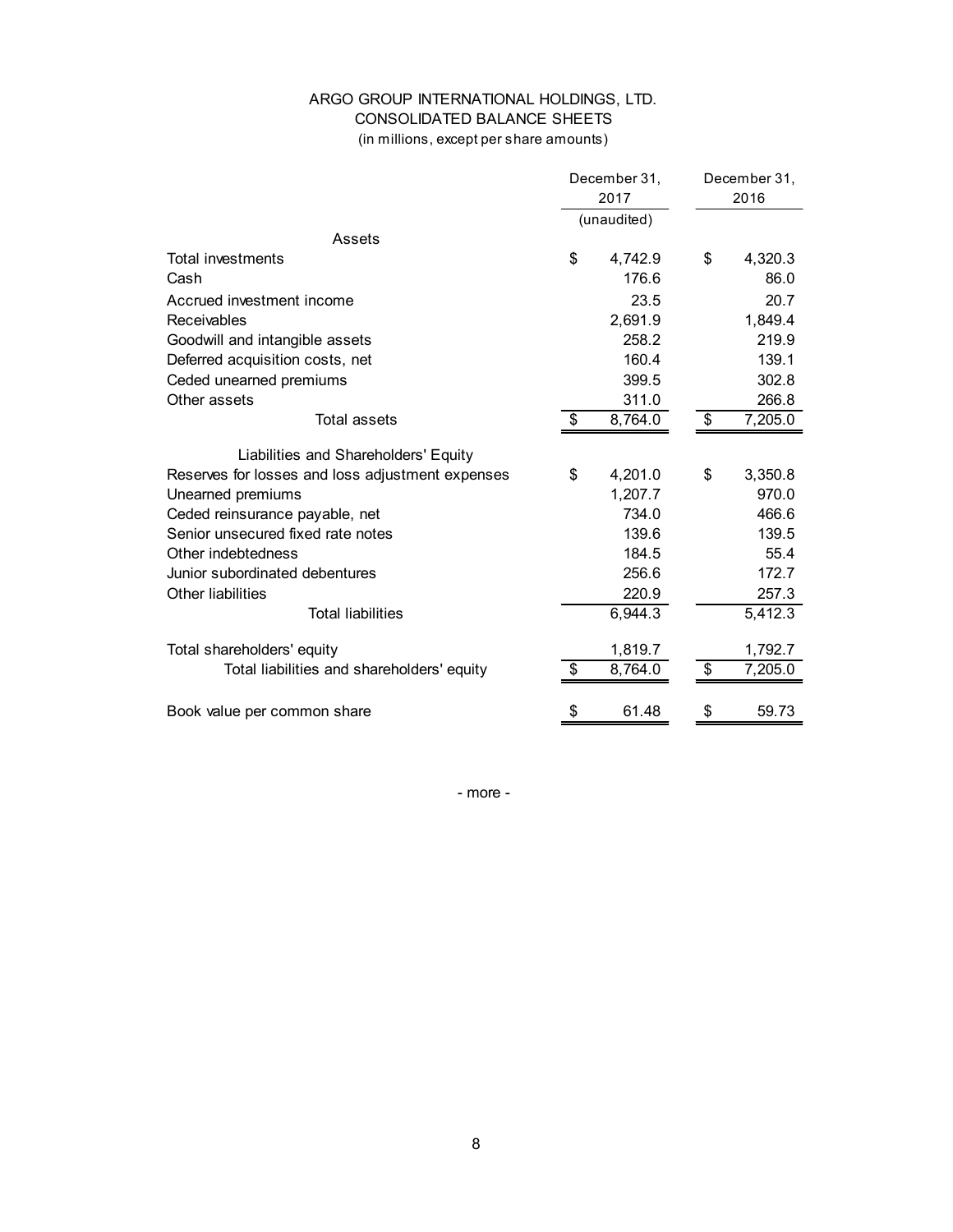ARGO GROUP INTERNATIONAL HOLDINGS, LTD.
CONSOLIDATED BALANCE SHEETS
(in millions, except per share amounts)

| | December 31, 2017 (unaudited) | December 31, 2016 |
|---|---|---|
| **Assets** | | |
| Total investments | $ 4,742.9 | $ 4,320.3 |
| Cash | 176.6 | 86.0 |
| Accrued investment income | 23.5 | 20.7 |
| Receivables | 2,691.9 | 1,849.4 |
| Goodwill and intangible assets | 258.2 | 219.9 |
| Deferred acquisition costs, net | 160.4 | 139.1 |
| Ceded unearned premiums | 399.5 | 302.8 |
| Other assets | 311.0 | 266.8 |
| Total assets | $ 8,764.0 | $ 7,205.0 |
| **Liabilities and Shareholders' Equity** | | |
| Reserves for losses and loss adjustment expenses | $ 4,201.0 | $ 3,350.8 |
| Unearned premiums | 1,207.7 | 970.0 |
| Ceded reinsurance payable, net | 734.0 | 466.6 |
| Senior unsecured fixed rate notes | 139.6 | 139.5 |
| Other indebtedness | 184.5 | 55.4 |
| Junior subordinated debentures | 256.6 | 172.7 |
| Other liabilities | 220.9 | 257.3 |
| Total liabilities | 6,944.3 | 5,412.3 |
| Total shareholders' equity | 1,819.7 | 1,792.7 |
| Total liabilities and shareholders' equity | $ 8,764.0 | $ 7,205.0 |
| Book value per common share | $ 61.48 | $ 59.73 |

\- more -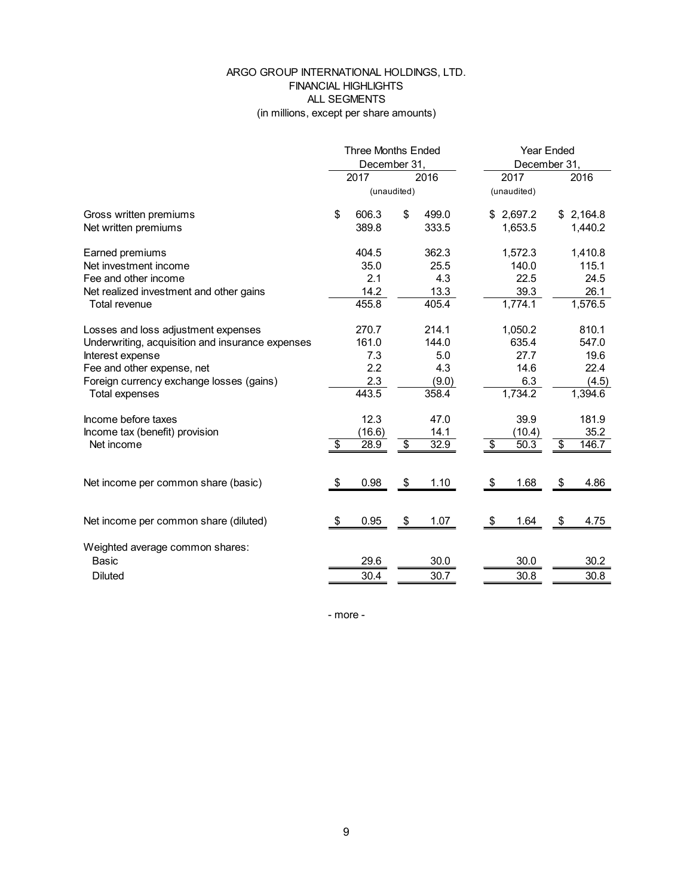# ARGO GROUP INTERNATIONAL HOLDINGS, LTD.
## FINANCIAL HIGHLIGHTS
## ALL SEGMENTS
(in millions, except per share amounts)

| | Three Months Ended December 31, | | Year Ended December 31, | |
|---|---|---|---|---|
| | 2017 | 2016 | 2017 | 2016 |
| | (unaudited) | | (unaudited) | |
| Gross written premiums | $ 606.3 | $ 499.0 | $ 2,697.2 | $ 2,164.8 |
| Net written premiums | 389.8 | 333.5 | 1,653.5 | 1,440.2 |
| Earned premiums | 404.5 | 362.3 | 1,572.3 | 1,410.8 |
| Net investment income | 35.0 | 25.5 | 140.0 | 115.1 |
| Fee and other income | 2.1 | 4.3 | 22.5 | 24.5 |
| Net realized investment and other gains | 14.2 | 13.3 | 39.3 | 26.1 |
| Total revenue | 455.8 | 405.4 | 1,774.1 | 1,576.5 |
| Losses and loss adjustment expenses | 270.7 | 214.1 | 1,050.2 | 810.1 |
| Underwriting, acquisition and insurance expenses | 161.0 | 144.0 | 635.4 | 547.0 |
| Interest expense | 7.3 | 5.0 | 27.7 | 19.6 |
| Fee and other expense, net | 2.2 | 4.3 | 14.6 | 22.4 |
| Foreign currency exchange losses (gains) | 2.3 | (9.0) | 6.3 | (4.5) |
| Total expenses | 443.5 | 358.4 | 1,734.2 | 1,394.6 |
| Income before taxes | 12.3 | 47.0 | 39.9 | 181.9 |
| Income tax (benefit) provision | (16.6) | 14.1 | (10.4) | 35.2 |
| Net income | $ 28.9 | $ 32.9 | $ 50.3 | $ 146.7 |
| Net income per common share (basic) | $ 0.98 | $ 1.10 | $ 1.68 | $ 4.86 |
| Net income per common share (diluted) | $ 0.95 | $ 1.07 | $ 1.64 | $ 4.75 |
| Weighted average common shares: | | | | |
| Basic | 29.6 | 30.0 | 30.0 | 30.2 |
| Diluted | 30.4 | 30.7 | 30.8 | 30.8 |

- more -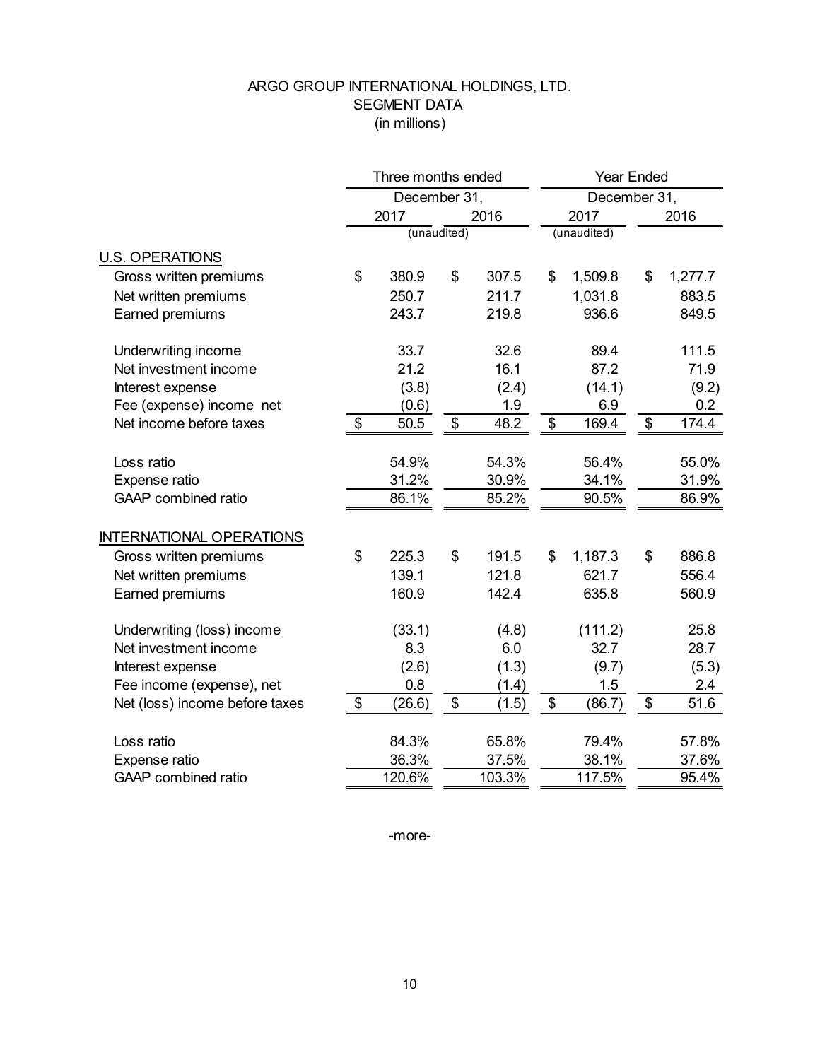# ARGO GROUP INTERNATIONAL HOLDINGS, LTD.
## SEGMENT DATA
(in millions)

| | Three months ended December 31, | | Year Ended December 31, | |
|---|---|---|---|---|
| | 2017 | 2016 | 2017 | 2016 |
| | (unaudited) | | (unaudited) | |
| **U.S. OPERATIONS** | | | | |
| Gross written premiums | $ 380.9 | $ 307.5 | $ 1,509.8 | $ 1,277.7 |
| Net written premiums | 250.7 | 211.7 | 1,031.8 | 883.5 |
| Earned premiums | 243.7 | 219.8 | 936.6 | 849.5 |
| Underwriting income | 33.7 | 32.6 | 89.4 | 111.5 |
| Net investment income | 21.2 | 16.1 | 87.2 | 71.9 |
| Interest expense | (3.8) | (2.4) | (14.1) | (9.2) |
| Fee (expense) income net | (0.6) | 1.9 | 6.9 | 0.2 |
| Net income before taxes | $ 50.5 | $ 48.2 | $ 169.4 | $ 174.4 |
| Loss ratio | 54.9% | 54.3% | 56.4% | 55.0% |
| Expense ratio | 31.2% | 30.9% | 34.1% | 31.9% |
| GAAP combined ratio | 86.1% | 85.2% | 90.5% | 86.9% |
| **INTERNATIONAL OPERATIONS** | | | | |
| Gross written premiums | $ 225.3 | $ 191.5 | $ 1,187.3 | $ 886.8 |
| Net written premiums | 139.1 | 121.8 | 621.7 | 556.4 |
| Earned premiums | 160.9 | 142.4 | 635.8 | 560.9 |
| Underwriting (loss) income | (33.1) | (4.8) | (111.2) | 25.8 |
| Net investment income | 8.3 | 6.0 | 32.7 | 28.7 |
| Interest expense | (2.6) | (1.3) | (9.7) | (5.3) |
| Fee income (expense), net | 0.8 | (1.4) | 1.5 | 2.4 |
| Net (loss) income before taxes | $ (26.6) | $ (1.5) | $ (86.7) | $ 51.6 |
| Loss ratio | 84.3% | 65.8% | 79.4% | 57.8% |
| Expense ratio | 36.3% | 37.5% | 38.1% | 37.6% |
| GAAP combined ratio | 120.6% | 103.3% | 117.5% | 95.4% |

-more-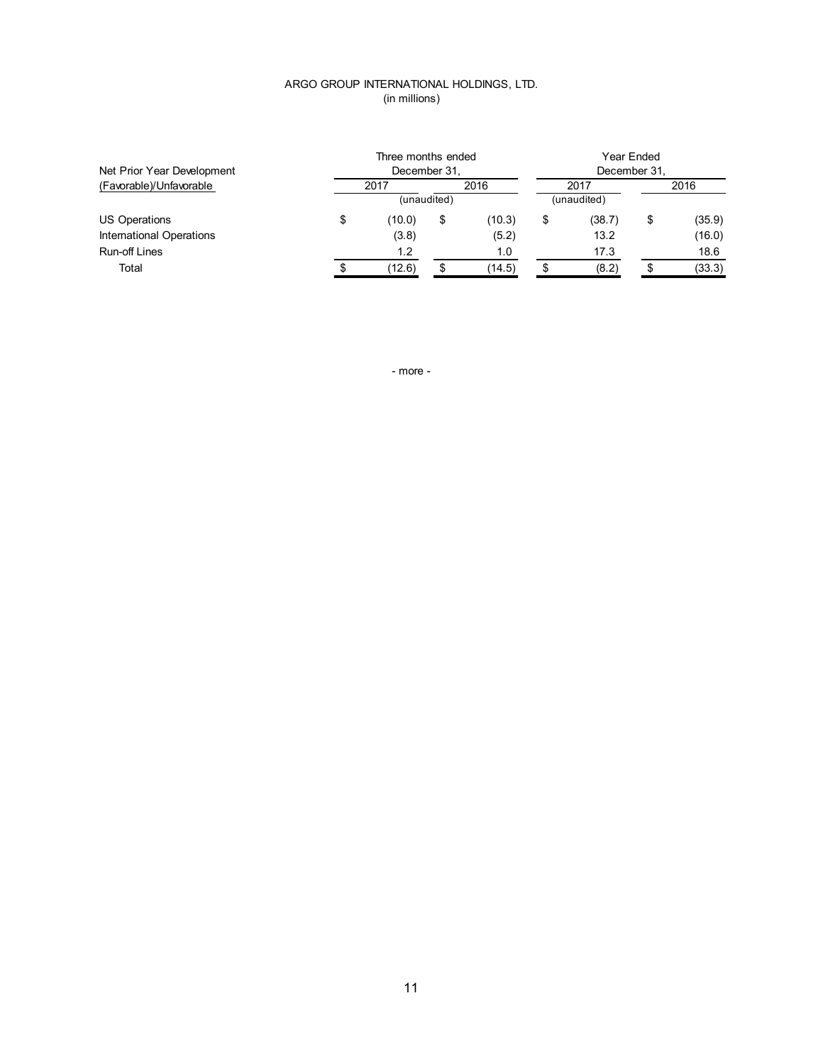ARGO GROUP INTERNATIONAL HOLDINGS, LTD.
(in millions)

| Net Prior Year Development (Favorable)/Unfavorable | Three months ended December 31, 2017 (unaudited) | Three months ended December 31, 2016 (unaudited) | Year Ended December 31, 2017 (unaudited) | Year Ended December 31, 2016 |
|---|---|---|---|---|
| US Operations | $ (10.0) | $ (10.3) | $ (38.7) | $ (35.9) |
| International Operations | (3.8) | (5.2) | 13.2 | (16.0) |
| Run-off Lines | 1.2 | 1.0 | 17.3 | 18.6 |
| Total | $ (12.6) | $ (14.5) | $ (8.2) | $ (33.3) |

- more -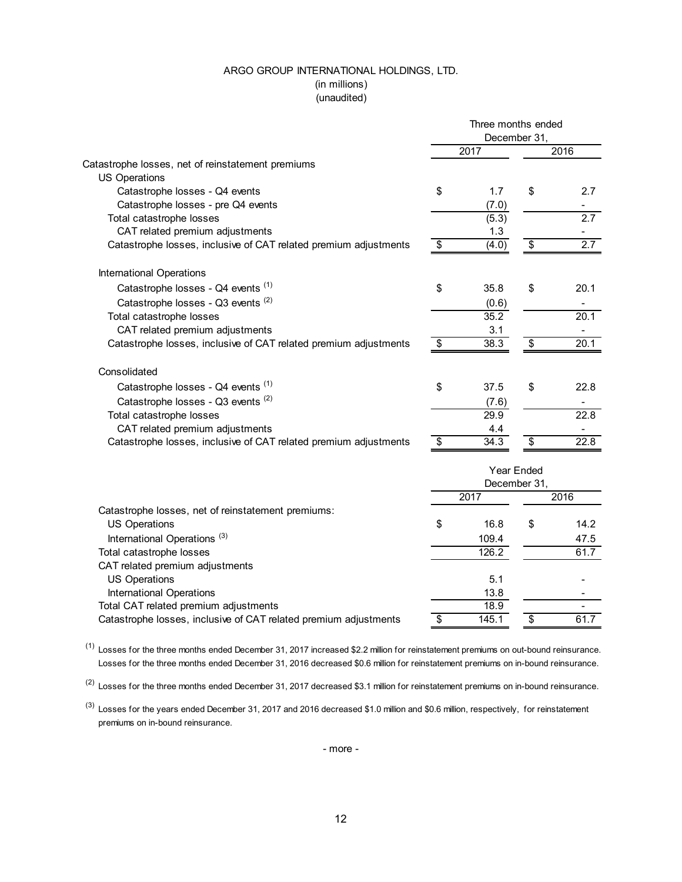ARGO GROUP INTERNATIONAL HOLDINGS, LTD.
(in millions)
(unaudited)

| | Three months ended December 31, | |
|---|---|---|
| | 2017 | 2016 |
| Catastrophe losses, net of reinstatement premiums | | |
| US Operations | | |
| Catastrophe losses - Q4 events | $ 1.7 | $ 2.7 |
| Catastrophe losses - pre Q4 events | (7.0) | - |
| Total catastrophe losses | (5.3) | 2.7 |
| CAT related premium adjustments | 1.3 | - |
| Catastrophe losses, inclusive of CAT related premium adjustments | $ (4.0) | $ 2.7 |
| International Operations | | |
| Catastrophe losses - Q4 events [(1)] | $ 35.8 | $ 20.1 |
| Catastrophe losses - Q3 events [(2)] | (0.6) | - |
| Total catastrophe losses | 35.2 | 20.1 |
| CAT related premium adjustments | 3.1 | - |
| Catastrophe losses, inclusive of CAT related premium adjustments | $ 38.3 | $ 20.1 |
| Consolidated | | |
| Catastrophe losses - Q4 events [(1)] | $ 37.5 | $ 22.8 |
| Catastrophe losses - Q3 events [(2)] | (7.6) | - |
| Total catastrophe losses | 29.9 | 22.8 |
| CAT related premium adjustments | 4.4 | - |
| Catastrophe losses, inclusive of CAT related premium adjustments | $ 34.3 | $ 22.8 |

| | Year Ended December 31, | |
|---|---|---|
| | 2017 | 2016 |
| Catastrophe losses, net of reinstatement premiums: | | |
| US Operations | $ 16.8 | $ 14.2 |
| International Operations [(3)] | 109.4 | 47.5 |
| Total catastrophe losses | 126.2 | 61.7 |
| CAT related premium adjustments | | |
| US Operations | 5.1 | - |
| International Operations | 13.8 | - |
| Total CAT related premium adjustments | 18.9 | - |
| Catastrophe losses, inclusive of CAT related premium adjustments | $ 145.1 | $ 61.7 |

[(1)] Losses for the three months ended December 31, 2017 increased $2.2 million for reinstatement premiums on out-bound reinsurance. Losses for the three months ended December 31, 2016 decreased $0.6 million for reinstatement premiums on in-bound reinsurance.

[(2)] Losses for the three months ended December 31, 2017 decreased $3.1 million for reinstatement premiums on in-bound reinsurance.

[(3)] Losses for the years ended December 31, 2017 and 2016 decreased $1.0 million and $0.6 million, respectively, for reinstatement premiums on in-bound reinsurance.

- more -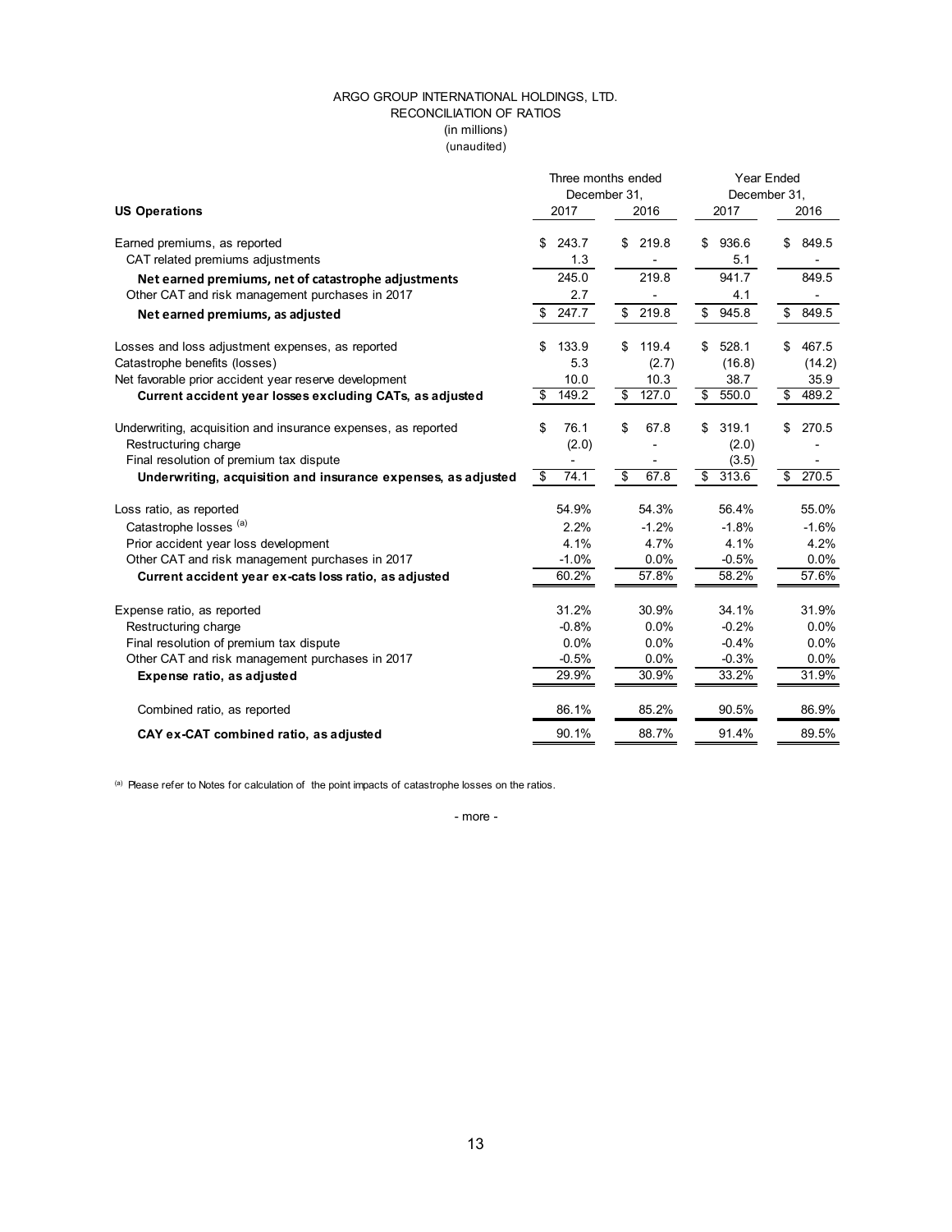ARGO GROUP INTERNATIONAL HOLDINGS, LTD.
RECONCILIATION OF RATIOS
(in millions)
(unaudited)

| US Operations | Three months ended December 31, 2017 | Three months ended December 31, 2016 | Year Ended December 31, 2017 | Year Ended December 31, 2016 |
|---|---|---|---|---|
| Earned premiums, as reported | $ 243.7 | $ 219.8 | $ 936.6 | $ 849.5 |
| CAT related premiums adjustments | 1.3 | - | 5.1 | - |
| **Net earned premiums, net of catastrophe adjustments** | 245.0 | 219.8 | 941.7 | 849.5 |
| Other CAT and risk management purchases in 2017 | 2.7 | - | 4.1 | - |
| **Net earned premiums, as adjusted** | $ 247.7 | $ 219.8 | $ 945.8 | $ 849.5 |
| | | | | |
| Losses and loss adjustment expenses, as reported | $ 133.9 | $ 119.4 | $ 528.1 | $ 467.5 |
| Catastrophe benefits (losses) | 5.3 | (2.7) | (16.8) | (14.2) |
| Net favorable prior accident year reserve development | 10.0 | 10.3 | 38.7 | 35.9 |
| **Current accident year losses excluding CATs, as adjusted** | $ 149.2 | $ 127.0 | $ 550.0 | $ 489.2 |
| | | | | |
| Underwriting, acquisition and insurance expenses, as reported | $ 76.1 | $ 67.8 | $ 319.1 | $ 270.5 |
| Restructuring charge | (2.0) | - | (2.0) | - |
| Final resolution of premium tax dispute | - | - | (3.5) | - |
| **Underwriting, acquisition and insurance expenses, as adjusted** | $ 74.1 | $ 67.8 | $ 313.6 | $ 270.5 |
| | | | | |
| Loss ratio, as reported | 54.9% | 54.3% | 56.4% | 55.0% |
| Catastrophe losses [(a)] | 2.2% | -1.2% | -1.8% | -1.6% |
| Prior accident year loss development | 4.1% | 4.7% | 4.1% | 4.2% |
| Other CAT and risk management purchases in 2017 | -1.0% | 0.0% | -0.5% | 0.0% |
| **Current accident year ex-cats loss ratio, as adjusted** | 60.2% | 57.8% | 58.2% | 57.6% |
| | | | | |
| Expense ratio, as reported | 31.2% | 30.9% | 34.1% | 31.9% |
| Restructuring charge | -0.8% | 0.0% | -0.2% | 0.0% |
| Final resolution of premium tax dispute | 0.0% | 0.0% | -0.4% | 0.0% |
| Other CAT and risk management purchases in 2017 | -0.5% | 0.0% | -0.3% | 0.0% |
| **Expense ratio, as adjusted** | 29.9% | 30.9% | 33.2% | 31.9% |
| | | | | |
| Combined ratio, as reported | 86.1% | 85.2% | 90.5% | 86.9% |
| **CAY ex-CAT combined ratio, as adjusted** | 90.1% | 88.7% | 91.4% | 89.5% |

(a) Please refer to Notes for calculation of the point impacts of catastrophe losses on the ratios.

- more -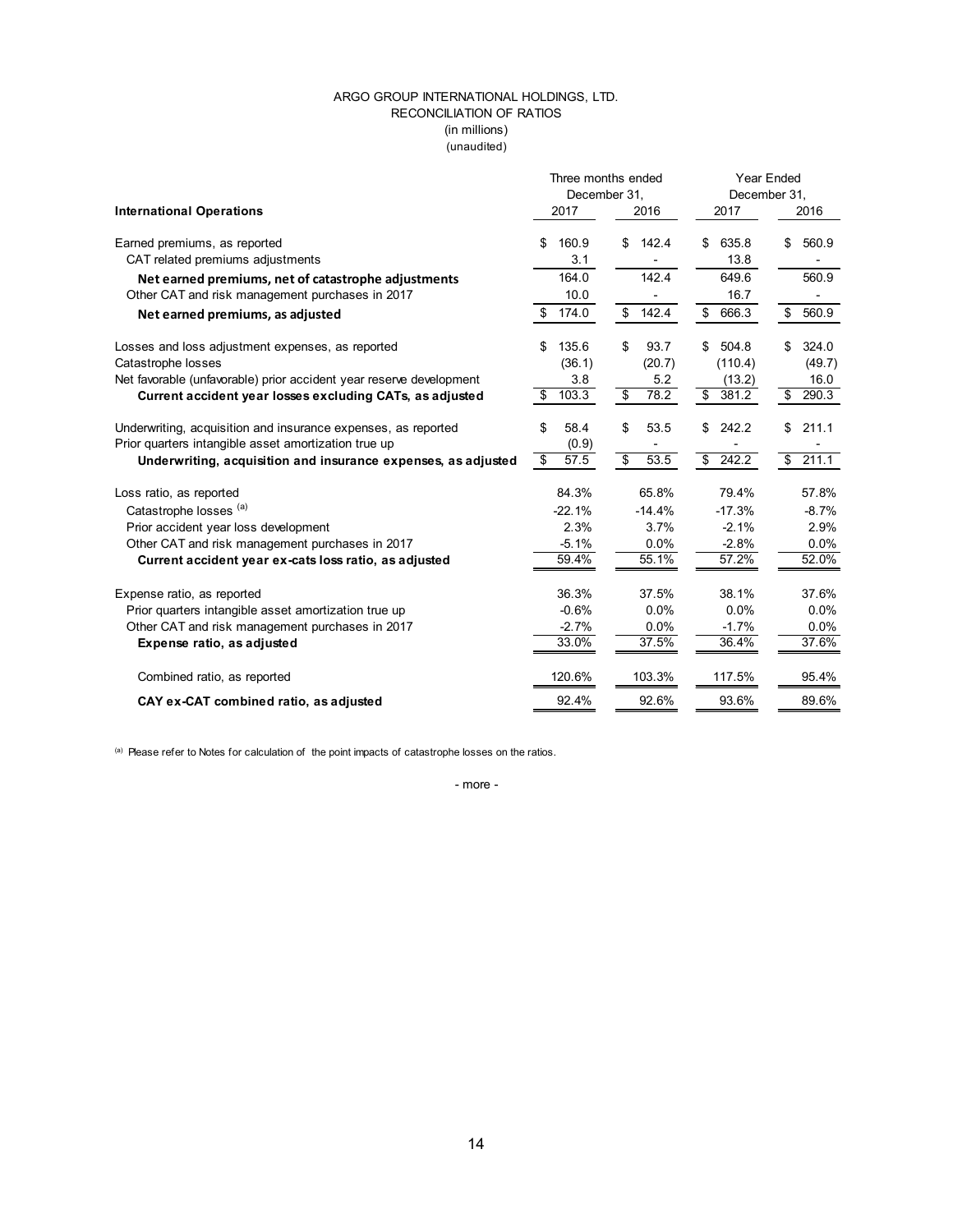ARGO GROUP INTERNATIONAL HOLDINGS, LTD.
RECONCILIATION OF RATIOS
(in millions)
(unaudited)

| | Three months ended December 31, | | Year Ended December 31, | |
|---|---|---|---|---|
| **International Operations** | 2017 | 2016 | 2017 | 2016 |
| Earned premiums, as reported | $ 160.9 | $ 142.4 | $ 635.8 | $ 560.9 |
| CAT related premiums adjustments | 3.1 | - | 13.8 | - |
| **Net earned premiums, net of catastrophe adjustments** | 164.0 | 142.4 | 649.6 | 560.9 |
| Other CAT and risk management purchases in 2017 | 10.0 | - | 16.7 | - |
| **Net earned premiums, as adjusted** | $ 174.0 | $ 142.4 | $ 666.3 | $ 560.9 |
| Losses and loss adjustment expenses, as reported | $ 135.6 | $ 93.7 | $ 504.8 | $ 324.0 |
| Catastrophe losses | (36.1) | (20.7) | (110.4) | (49.7) |
| Net favorable (unfavorable) prior accident year reserve development | 3.8 | 5.2 | (13.2) | 16.0 |
| **Current accident year losses excluding CATs, as adjusted** | $ 103.3 | $ 78.2 | $ 381.2 | $ 290.3 |
| Underwriting, acquisition and insurance expenses, as reported | $ 58.4 | $ 53.5 | $ 242.2 | $ 211.1 |
| Prior quarters intangible asset amortization true up | (0.9) | - | - | - |
| **Underwriting, acquisition and insurance expenses, as adjusted** | $ 57.5 | $ 53.5 | $ 242.2 | $ 211.1 |
| Loss ratio, as reported | 84.3% | 65.8% | 79.4% | 57.8% |
| Catastrophe losses [(a)] | -22.1% | -14.4% | -17.3% | -8.7% |
| Prior accident year loss development | 2.3% | 3.7% | -2.1% | 2.9% |
| Other CAT and risk management purchases in 2017 | -5.1% | 0.0% | -2.8% | 0.0% |
| **Current accident year ex-cats loss ratio, as adjusted** | 59.4% | 55.1% | 57.2% | 52.0% |
| Expense ratio, as reported | 36.3% | 37.5% | 38.1% | 37.6% |
| Prior quarters intangible asset amortization true up | -0.6% | 0.0% | 0.0% | 0.0% |
| Other CAT and risk management purchases in 2017 | -2.7% | 0.0% | -1.7% | 0.0% |
| **Expense ratio, as adjusted** | 33.0% | 37.5% | 36.4% | 37.6% |
| Combined ratio, as reported | 120.6% | 103.3% | 117.5% | 95.4% |
| **CAY ex-CAT combined ratio, as adjusted** | 92.4% | 92.6% | 93.6% | 89.6% |

[(a)] Please refer to Notes for calculation of the point impacts of catastrophe losses on the ratios.

- more -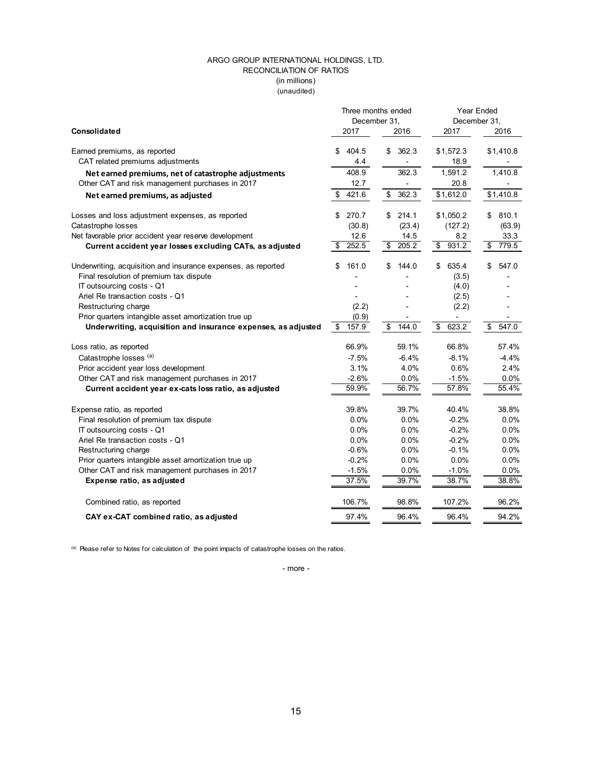ARGO GROUP INTERNATIONAL HOLDINGS, LTD.
RECONCILIATION OF RATIOS
(in millions)
(unaudited)

| Consolidated | Three months ended December 31, 2017 | Three months ended December 31, 2016 | Year Ended December 31, 2017 | Year Ended December 31, 2016 |
|---|---|---|---|---|
| Earned premiums, as reported | $ 404.5 | $ 362.3 | $1,572.3 | $1,410.8 |
| CAT related premiums adjustments | 4.4 | - | 18.9 | - |
| **Net earned premiums, net of catastrophe adjustments** | 408.9 | 362.3 | 1,591.2 | 1,410.8 |
| Other CAT and risk management purchases in 2017 | 12.7 | - | 20.8 | - |
| **Net earned premiums, as adjusted** | $ 421.6 | $ 362.3 | $1,612.0 | $1,410.8 |
| | | | | |
| Losses and loss adjustment expenses, as reported | $ 270.7 | $ 214.1 | $1,050.2 | $ 810.1 |
| Catastrophe losses | (30.8) | (23.4) | (127.2) | (63.9) |
| Net favorable prior accident year reserve development | 12.6 | 14.5 | 8.2 | 33.3 |
| **Current accident year losses excluding CATs, as adjusted** | $ 252.5 | $ 205.2 | $ 931.2 | $ 779.5 |
| | | | | |
| Underwriting, acquisition and insurance expenses, as reported | $ 161.0 | $ 144.0 | $ 635.4 | $ 547.0 |
| Final resolution of premium tax dispute | - | - | (3.5) | - |
| IT outsourcing costs - Q1 | - | - | (4.0) | - |
| Ariel Re transaction costs - Q1 | - | - | (2.5) | - |
| Restructuring charge | (2.2) | - | (2.2) | - |
| Prior quarters intangible asset amortization true up | (0.9) | - | - | - |
| **Underwriting, acquisition and insurance expenses, as adjusted** | $ 157.9 | $ 144.0 | $ 623.2 | $ 547.0 |
| | | | | |
| Loss ratio, as reported | 66.9% | 59.1% | 66.8% | 57.4% |
| Catastrophe losses [(a)] | -7.5% | -6.4% | -8.1% | -4.4% |
| Prior accident year loss development | 3.1% | 4.0% | 0.6% | 2.4% |
| Other CAT and risk management purchases in 2017 | -2.6% | 0.0% | -1.5% | 0.0% |
| **Current accident year ex-cats loss ratio, as adjusted** | 59.9% | 56.7% | 57.8% | 55.4% |
| | | | | |
| Expense ratio, as reported | 39.8% | 39.7% | 40.4% | 38.8% |
| Final resolution of premium tax dispute | 0.0% | 0.0% | -0.2% | 0.0% |
| IT outsourcing costs - Q1 | 0.0% | 0.0% | -0.2% | 0.0% |
| Ariel Re transaction costs - Q1 | 0.0% | 0.0% | -0.2% | 0.0% |
| Restructuring charge | -0.6% | 0.0% | -0.1% | 0.0% |
| Prior quarters intangible asset amortization true up | -0.2% | 0.0% | 0.0% | 0.0% |
| Other CAT and risk management purchases in 2017 | -1.5% | 0.0% | -1.0% | 0.0% |
| **Expense ratio, as adjusted** | 37.5% | 39.7% | 38.7% | 38.8% |
| | | | | |
| Combined ratio, as reported | 106.7% | 98.8% | 107.2% | 96.2% |
| **CAY ex-CAT combined ratio, as adjusted** | 97.4% | 96.4% | 96.4% | 94.2% |

(a) Please refer to Notes for calculation of the point impacts of catastrophe losses on the ratios.

- more -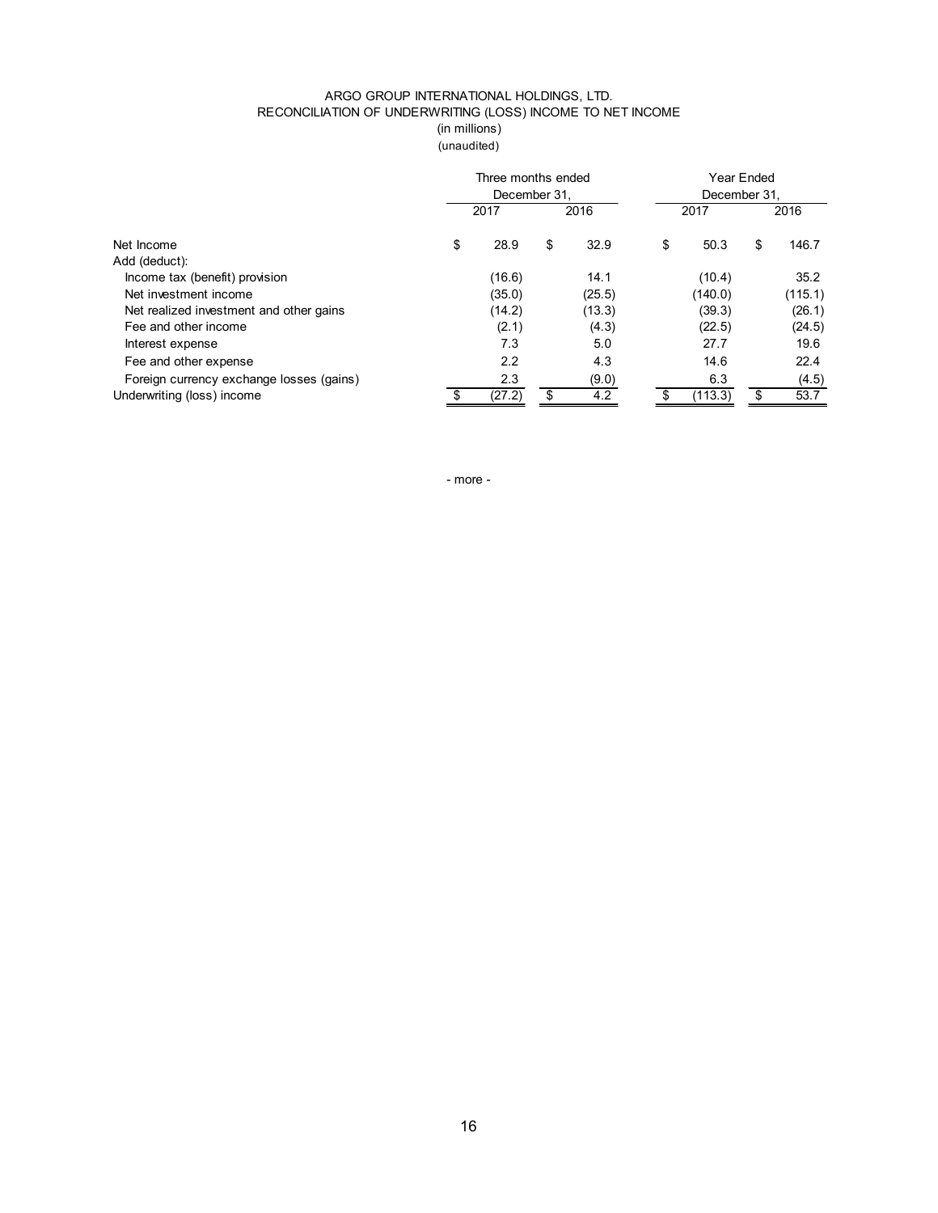# ARGO GROUP INTERNATIONAL HOLDINGS, LTD.
## RECONCILIATION OF UNDERWRITING (LOSS) INCOME TO NET INCOME
(in millions)
(unaudited)

| | Three months ended December 31, | | Year Ended December 31, | |
|---|---|---|---|---|
| | 2017 | 2016 | 2017 | 2016 |
| Net Income | $ 28.9 | $ 32.9 | $ 50.3 | $ 146.7 |
| Add (deduct): | | | | |
| Income tax (benefit) provision | (16.6) | 14.1 | (10.4) | 35.2 |
| Net investment income | (35.0) | (25.5) | (140.0) | (115.1) |
| Net realized investment and other gains | (14.2) | (13.3) | (39.3) | (26.1) |
| Fee and other income | (2.1) | (4.3) | (22.5) | (24.5) |
| Interest expense | 7.3 | 5.0 | 27.7 | 19.6 |
| Fee and other expense | 2.2 | 4.3 | 14.6 | 22.4 |
| Foreign currency exchange losses (gains) | 2.3 | (9.0) | 6.3 | (4.5) |
| Underwriting (loss) income | $ (27.2) | $ 4.2 | $ (113.3) | $ 53.7 |

\- more -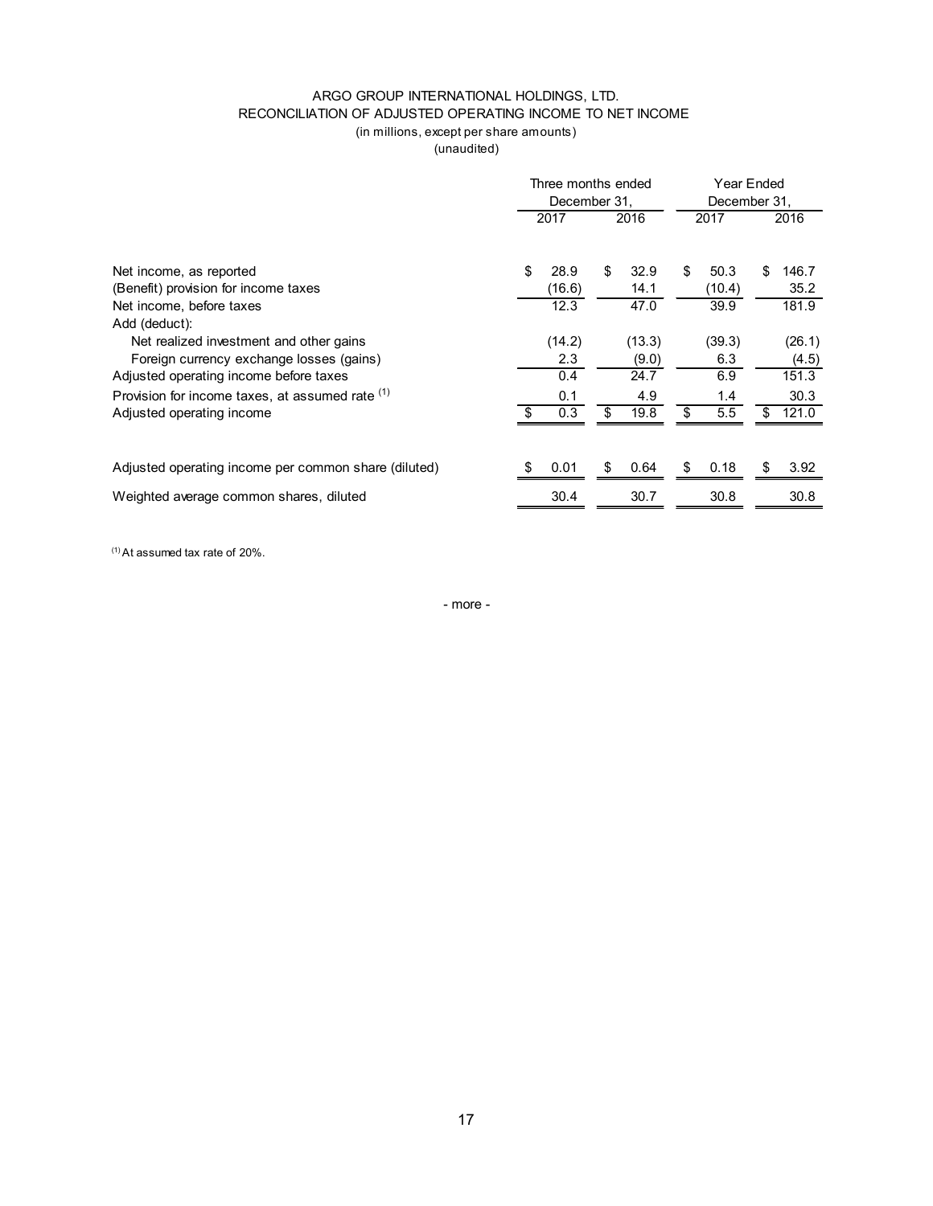# ARGO GROUP INTERNATIONAL HOLDINGS, LTD.

## RECONCILIATION OF ADJUSTED OPERATING INCOME TO NET INCOME

(in millions, except per share amounts)

(unaudited)

| | Three months ended December 31, | | Year Ended December 31, | |
|---|---|---|---|---|
| | 2017 | 2016 | 2017 | 2016 |
| Net income, as reported | $ 28.9 | $ 32.9 | $ 50.3 | $ 146.7 |
| (Benefit) provision for income taxes | (16.6) | 14.1 | (10.4) | 35.2 |
| Net income, before taxes | 12.3 | 47.0 | 39.9 | 181.9 |
| Add (deduct): | | | | |
| Net realized investment and other gains | (14.2) | (13.3) | (39.3) | (26.1) |
| Foreign currency exchange losses (gains) | 2.3 | (9.0) | 6.3 | (4.5) |
| Adjusted operating income before taxes | 0.4 | 24.7 | 6.9 | 151.3 |
| Provision for income taxes, at assumed rate [1] | 0.1 | 4.9 | 1.4 | 30.3 |
| Adjusted operating income | $ 0.3 | $ 19.8 | $ 5.5 | $ 121.0 |
| Adjusted operating income per common share (diluted) | $ 0.01 | $ 0.64 | $ 0.18 | $ 3.92 |
| Weighted average common shares, diluted | 30.4 | 30.7 | 30.8 | 30.8 |

[1] At assumed tax rate of 20%.

- more -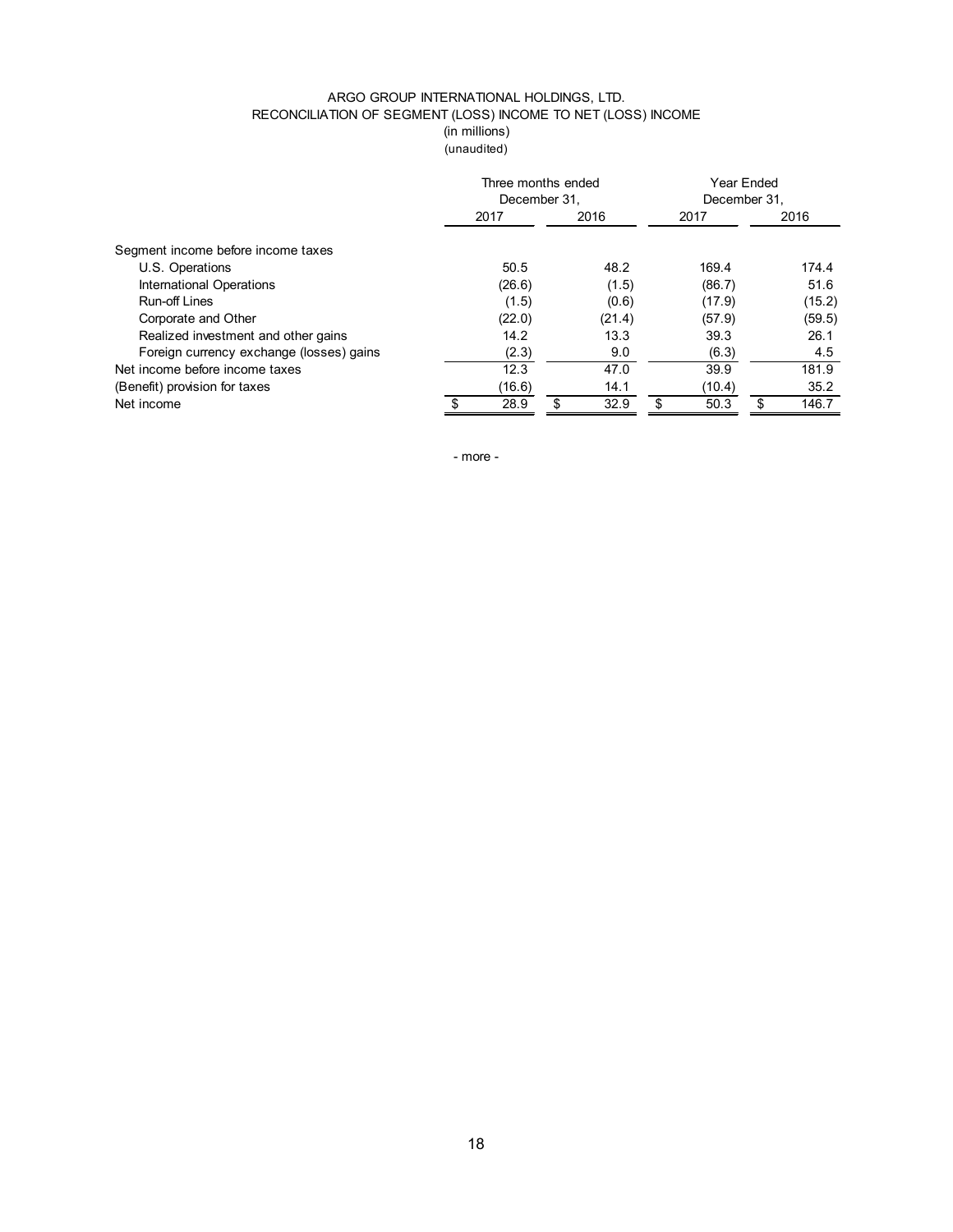ARGO GROUP INTERNATIONAL HOLDINGS, LTD.
RECONCILIATION OF SEGMENT (LOSS) INCOME TO NET (LOSS) INCOME
(in millions)
(unaudited)

| | Three months ended December 31, | | Year Ended December 31, | |
|---|---|---|---|---|
| | 2017 | 2016 | 2017 | 2016 |
| Segment income before income taxes | | | | |
| U.S. Operations | 50.5 | 48.2 | 169.4 | 174.4 |
| International Operations | (26.6) | (1.5) | (86.7) | 51.6 |
| Run-off Lines | (1.5) | (0.6) | (17.9) | (15.2) |
| Corporate and Other | (22.0) | (21.4) | (57.9) | (59.5) |
| Realized investment and other gains | 14.2 | 13.3 | 39.3 | 26.1 |
| Foreign currency exchange (losses) gains | (2.3) | 9.0 | (6.3) | 4.5 |
| Net income before income taxes | 12.3 | 47.0 | 39.9 | 181.9 |
| (Benefit) provision for taxes | (16.6) | 14.1 | (10.4) | 35.2 |
| Net income | $ 28.9 | $ 32.9 | $ 50.3 | $ 146.7 |

- more -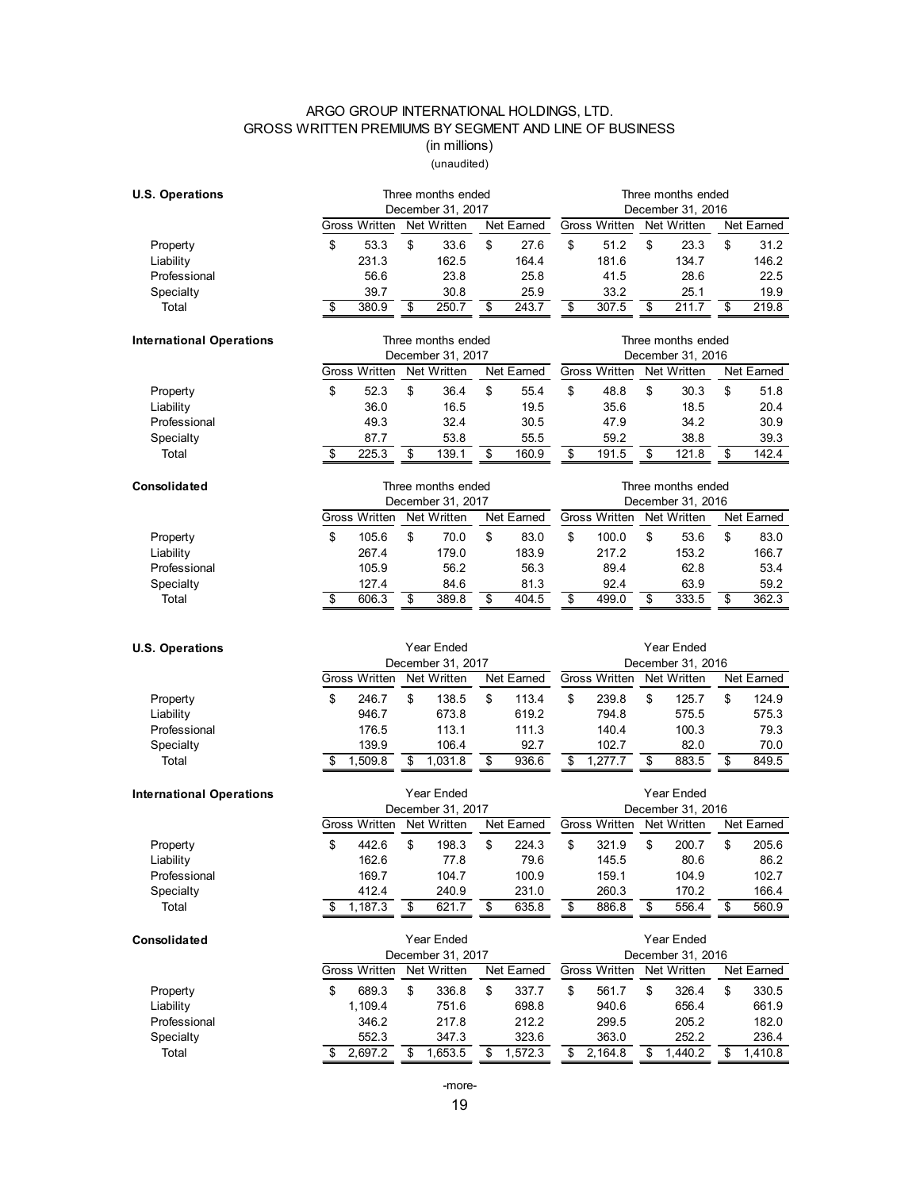# ARGO GROUP INTERNATIONAL HOLDINGS, LTD.
## GROSS WRITTEN PREMIUMS BY SEGMENT AND LINE OF BUSINESS
(in millions)
(unaudited)

**U.S. Operations**

| | Three months ended December 31, 2017 | | | Three months ended December 31, 2016 | | |
|---|---|---|---|---|---|---|
| | Gross Written | Net Written | Net Earned | Gross Written | Net Written | Net Earned |
| Property | $ 53.3 | $ 33.6 | $ 27.6 | $ 51.2 | $ 23.3 | $ 31.2 |
| Liability | 231.3 | 162.5 | 164.4 | 181.6 | 134.7 | 146.2 |
| Professional | 56.6 | 23.8 | 25.8 | 41.5 | 28.6 | 22.5 |
| Specialty | 39.7 | 30.8 | 25.9 | 33.2 | 25.1 | 19.9 |
| Total | $ 380.9 | $ 250.7 | $ 243.7 | $ 307.5 | $ 211.7 | $ 219.8 |

**International Operations**

| | Three months ended December 31, 2017 | | | Three months ended December 31, 2016 | | |
|---|---|---|---|---|---|---|
| | Gross Written | Net Written | Net Earned | Gross Written | Net Written | Net Earned |
| Property | $ 52.3 | $ 36.4 | $ 55.4 | $ 48.8 | $ 30.3 | $ 51.8 |
| Liability | 36.0 | 16.5 | 19.5 | 35.6 | 18.5 | 20.4 |
| Professional | 49.3 | 32.4 | 30.5 | 47.9 | 34.2 | 30.9 |
| Specialty | 87.7 | 53.8 | 55.5 | 59.2 | 38.8 | 39.3 |
| Total | $ 225.3 | $ 139.1 | $ 160.9 | $ 191.5 | $ 121.8 | $ 142.4 |

**Consolidated**

| | Three months ended December 31, 2017 | | | Three months ended December 31, 2016 | | |
|---|---|---|---|---|---|---|
| | Gross Written | Net Written | Net Earned | Gross Written | Net Written | Net Earned |
| Property | $ 105.6 | $ 70.0 | $ 83.0 | $ 100.0 | $ 53.6 | $ 83.0 |
| Liability | 267.4 | 179.0 | 183.9 | 217.2 | 153.2 | 166.7 |
| Professional | 105.9 | 56.2 | 56.3 | 89.4 | 62.8 | 53.4 |
| Specialty | 127.4 | 84.6 | 81.3 | 92.4 | 63.9 | 59.2 |
| Total | $ 606.3 | $ 389.8 | $ 404.5 | $ 499.0 | $ 333.5 | $ 362.3 |

**U.S. Operations**

| | Year Ended December 31, 2017 | | | Year Ended December 31, 2016 | | |
|---|---|---|---|---|---|---|
| | Gross Written | Net Written | Net Earned | Gross Written | Net Written | Net Earned |
| Property | $ 246.7 | $ 138.5 | $ 113.4 | $ 239.8 | $ 125.7 | $ 124.9 |
| Liability | 946.7 | 673.8 | 619.2 | 794.8 | 575.5 | 575.3 |
| Professional | 176.5 | 113.1 | 111.3 | 140.4 | 100.3 | 79.3 |
| Specialty | 139.9 | 106.4 | 92.7 | 102.7 | 82.0 | 70.0 |
| Total | $ 1,509.8 | $ 1,031.8 | $ 936.6 | $ 1,277.7 | $ 883.5 | $ 849.5 |

**International Operations**

| | Year Ended December 31, 2017 | | | Year Ended December 31, 2016 | | |
|---|---|---|---|---|---|---|
| | Gross Written | Net Written | Net Earned | Gross Written | Net Written | Net Earned |
| Property | $ 442.6 | $ 198.3 | $ 224.3 | $ 321.9 | $ 200.7 | $ 205.6 |
| Liability | 162.6 | 77.8 | 79.6 | 145.5 | 80.6 | 86.2 |
| Professional | 169.7 | 104.7 | 100.9 | 159.1 | 104.9 | 102.7 |
| Specialty | 412.4 | 240.9 | 231.0 | 260.3 | 170.2 | 166.4 |
| Total | $ 1,187.3 | $ 621.7 | $ 635.8 | $ 886.8 | $ 556.4 | $ 560.9 |

**Consolidated**

| | Year Ended December 31, 2017 | | | Year Ended December 31, 2016 | | |
|---|---|---|---|---|---|---|
| | Gross Written | Net Written | Net Earned | Gross Written | Net Written | Net Earned |
| Property | $ 689.3 | $ 336.8 | $ 337.7 | $ 561.7 | $ 326.4 | $ 330.5 |
| Liability | 1,109.4 | 751.6 | 698.8 | 940.6 | 656.4 | 661.9 |
| Professional | 346.2 | 217.8 | 212.2 | 299.5 | 205.2 | 182.0 |
| Specialty | 552.3 | 347.3 | 323.6 | 363.0 | 252.2 | 236.4 |
| Total | $ 2,697.2 | $ 1,653.5 | $ 1,572.3 | $ 2,164.8 | $ 1,440.2 | $ 1,410.8 |

-more-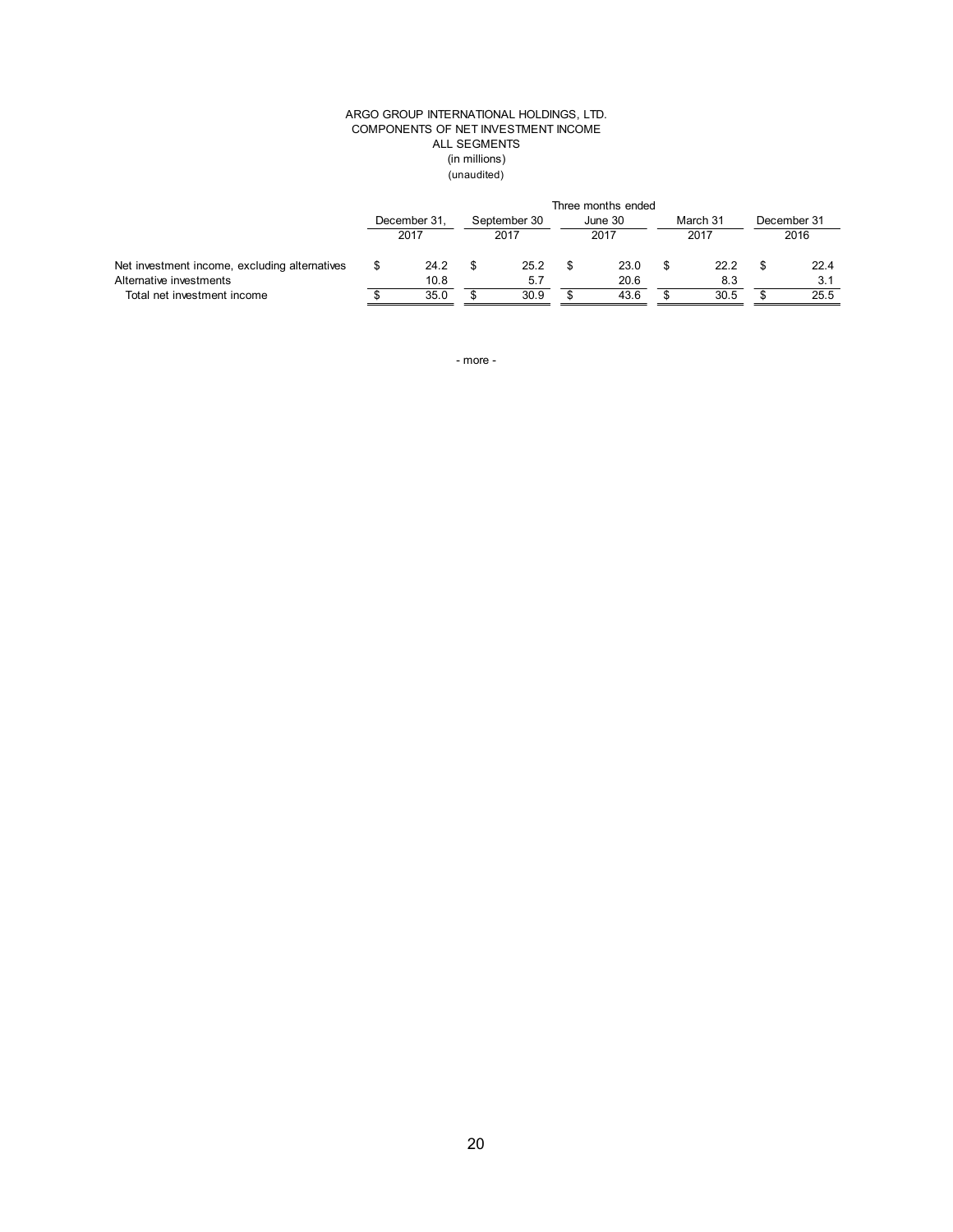ARGO GROUP INTERNATIONAL HOLDINGS, LTD.
COMPONENTS OF NET INVESTMENT INCOME
ALL SEGMENTS
(in millions)
(unaudited)

| | Three months ended | | | | |
|---|---|---|---|---|---|
| | December 31, 2017 | September 30 2017 | June 30 2017 | March 31 2017 | December 31 2016 |
| Net investment income, excluding alternatives | $ 24.2 | $ 25.2 | $ 23.0 | $ 22.2 | $ 22.4 |
| Alternative investments | 10.8 | 5.7 | 20.6 | 8.3 | 3.1 |
| Total net investment income | $ 35.0 | $ 30.9 | $ 43.6 | $ 30.5 | $ 25.5 |

- more -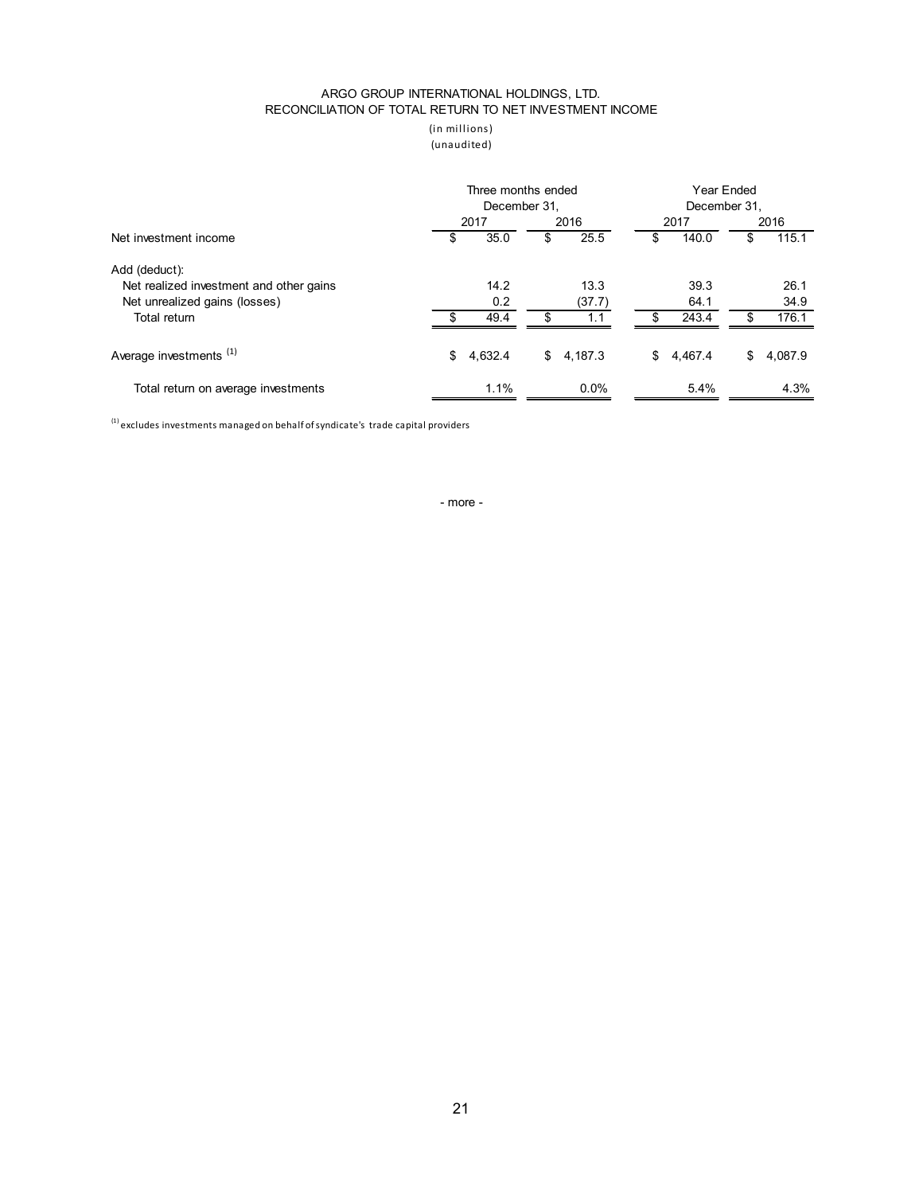ARGO GROUP INTERNATIONAL HOLDINGS, LTD.
RECONCILIATION OF TOTAL RETURN TO NET INVESTMENT INCOME

(in millions)
(unaudited)

| | Three months ended December 31, | | Year Ended December 31, | |
|---|---|---|---|---|
| | 2017 | 2016 | 2017 | 2016 |
| Net investment income | $ 35.0 | $ 25.5 | $ 140.0 | $ 115.1 |
| Add (deduct): | | | | |
| Net realized investment and other gains | 14.2 | 13.3 | 39.3 | 26.1 |
| Net unrealized gains (losses) | 0.2 | (37.7) | 64.1 | 34.9 |
| Total return | $ 49.4 | $ 1.1 | $ 243.4 | $ 176.1 |
| Average investments [(1)] | $ 4,632.4 | $ 4,187.3 | $ 4,467.4 | $ 4,087.9 |
| Total return on average investments | 1.1% | 0.0% | 5.4% | 4.3% |

[(1)] excludes investments managed on behalf of syndicate's trade capital providers

- more -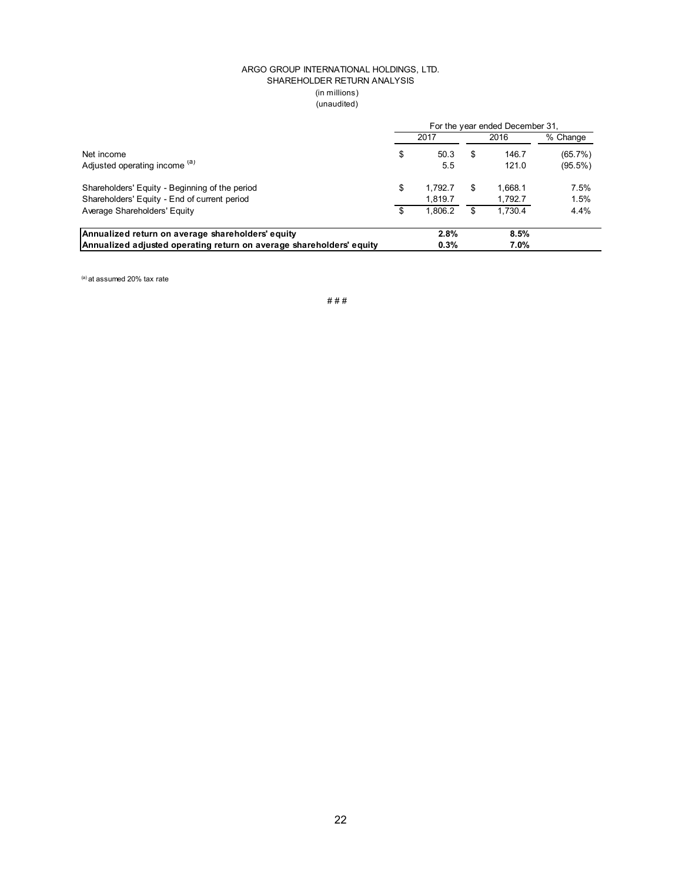ARGO GROUP INTERNATIONAL HOLDINGS, LTD.
SHAREHOLDER RETURN ANALYSIS
(in millions)
(unaudited)

| | For the year ended December 31, | | |
|---|---|---|---|
| | 2017 | 2016 | % Change |
| Net income | $ 50.3 | $ 146.7 | (65.7%) |
| Adjusted operating income [(a)] | 5.5 | 121.0 | (95.5%) |
| Shareholders' Equity - Beginning of the period | $ 1,792.7 | $ 1,668.1 | 7.5% |
| Shareholders' Equity - End of current period | 1,819.7 | 1,792.7 | 1.5% |
| Average Shareholders' Equity | $ 1,806.2 | $ 1,730.4 | 4.4% |
| **Annualized return on average shareholders' equity** | **2.8%** | **8.5%** | |
| **Annualized adjusted operating return on average shareholders' equity** | **0.3%** | **7.0%** | |

[(a)] at assumed 20% tax rate

# # #